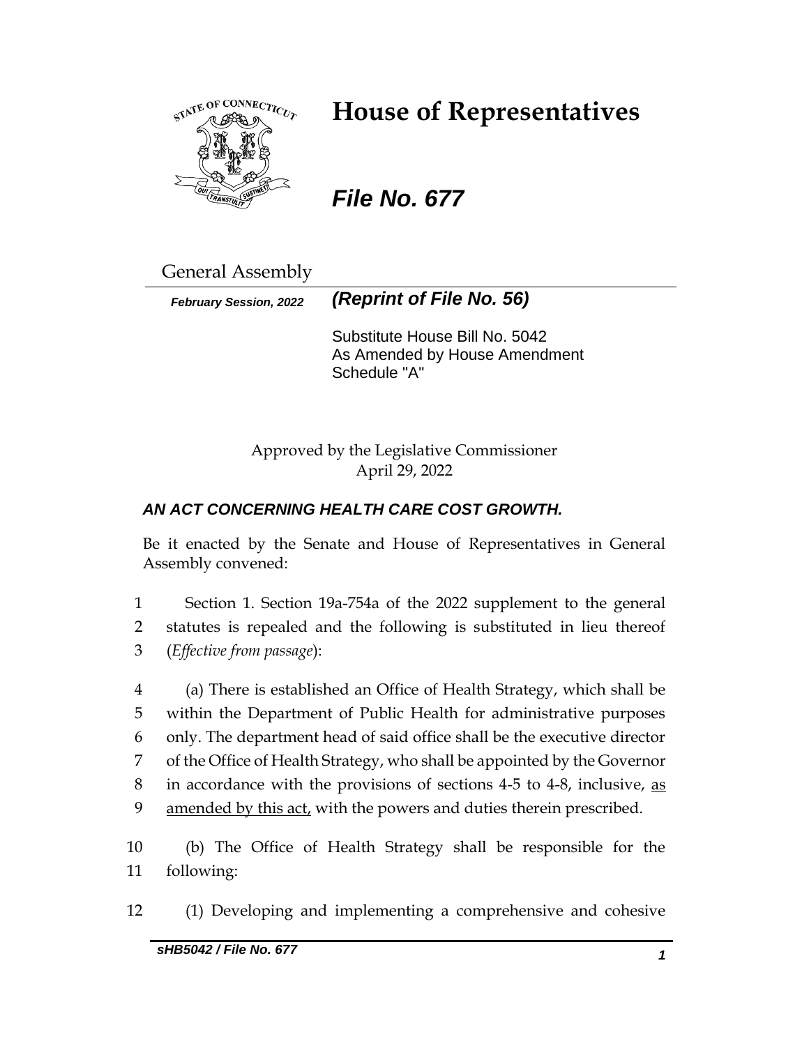# House of Representatives

## *File No. 677*

General Assembly

***February Session, 2022*** ***(Reprint of File No. 56)***

Substitute House Bill No. 5042
As Amended by House Amendment Schedule "A"

Approved by the Legislative Commissioner
April 29, 2022

### *AN ACT CONCERNING HEALTH CARE COST GROWTH.*

Be it enacted by the Senate and House of Representatives in General Assembly convened:

1 Section 1. Section 19a-754a of the 2022 supplement to the general
2 statutes is repealed and the following is substituted in lieu thereof
3 (*Effective from passage*):

4 (a) There is established an Office of Health Strategy, which shall be
5 within the Department of Public Health for administrative purposes
6 only. The department head of said office shall be the executive director
7 of the Office of Health Strategy, who shall be appointed by the Governor
8 in accordance with the provisions of sections 4-5 to 4-8, inclusive, as
9 amended by this act, with the powers and duties therein prescribed.

10 (b) The Office of Health Strategy shall be responsible for the
11 following:

12 (1) Developing and implementing a comprehensive and cohesive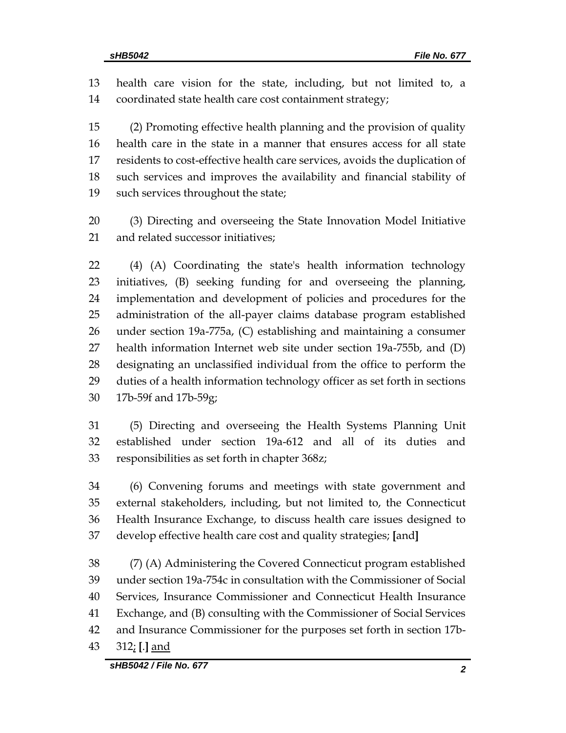13 health care vision for the state, including, but not limited to, a
14 coordinated state health care cost containment strategy;

15 (2) Promoting effective health planning and the provision of quality
16 health care in the state in a manner that ensures access for all state
17 residents to cost-effective health care services, avoids the duplication of
18 such services and improves the availability and financial stability of
19 such services throughout the state;

20 (3) Directing and overseeing the State Innovation Model Initiative
21 and related successor initiatives;

22 (4) (A) Coordinating the state's health information technology
23 initiatives, (B) seeking funding for and overseeing the planning,
24 implementation and development of policies and procedures for the
25 administration of the all-payer claims database program established
26 under section 19a-775a, (C) establishing and maintaining a consumer
27 health information Internet web site under section 19a-755b, and (D)
28 designating an unclassified individual from the office to perform the
29 duties of a health information technology officer as set forth in sections
30 17b-59f and 17b-59g;

31 (5) Directing and overseeing the Health Systems Planning Unit
32 established under section 19a-612 and all of its duties and
33 responsibilities as set forth in chapter 368z;

34 (6) Convening forums and meetings with state government and
35 external stakeholders, including, but not limited to, the Connecticut
36 Health Insurance Exchange, to discuss health care issues designed to
37 develop effective health care cost and quality strategies; **[**and**]**

38 (7) (A) Administering the Covered Connecticut program established
39 under section 19a-754c in consultation with the Commissioner of Social
40 Services, Insurance Commissioner and Connecticut Health Insurance
41 Exchange, and (B) consulting with the Commissioner of Social Services
42 and Insurance Commissioner for the purposes set forth in section 17b-
43 312<u>;</u> **[**.**]** <u>and</u>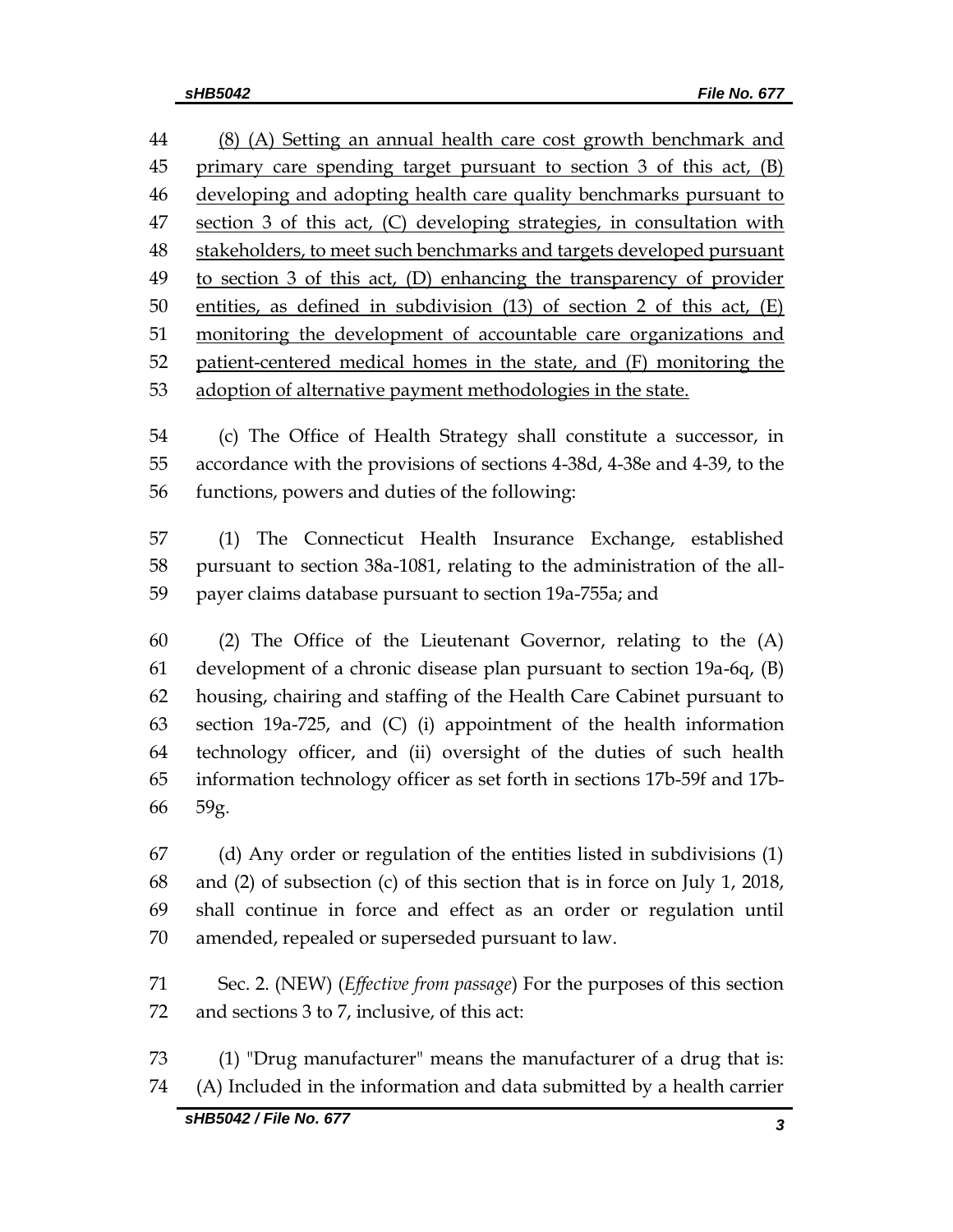(8) (A) Setting an annual health care cost growth benchmark and primary care spending target pursuant to section 3 of this act, (B) developing and adopting health care quality benchmarks pursuant to section 3 of this act, (C) developing strategies, in consultation with stakeholders, to meet such benchmarks and targets developed pursuant to section 3 of this act, (D) enhancing the transparency of provider entities, as defined in subdivision (13) of section 2 of this act, (E) monitoring the development of accountable care organizations and patient-centered medical homes in the state, and (F) monitoring the adoption of alternative payment methodologies in the state.

(c) The Office of Health Strategy shall constitute a successor, in accordance with the provisions of sections 4-38d, 4-38e and 4-39, to the functions, powers and duties of the following:

(1) The Connecticut Health Insurance Exchange, established pursuant to section 38a-1081, relating to the administration of the all-payer claims database pursuant to section 19a-755a; and

(2) The Office of the Lieutenant Governor, relating to the (A) development of a chronic disease plan pursuant to section 19a-6q, (B) housing, chairing and staffing of the Health Care Cabinet pursuant to section 19a-725, and (C) (i) appointment of the health information technology officer, and (ii) oversight of the duties of such health information technology officer as set forth in sections 17b-59f and 17b-59g.

(d) Any order or regulation of the entities listed in subdivisions (1) and (2) of subsection (c) of this section that is in force on July 1, 2018, shall continue in force and effect as an order or regulation until amended, repealed or superseded pursuant to law.

Sec. 2. (NEW) (*Effective from passage*) For the purposes of this section and sections 3 to 7, inclusive, of this act:

(1) "Drug manufacturer" means the manufacturer of a drug that is: (A) Included in the information and data submitted by a health carrier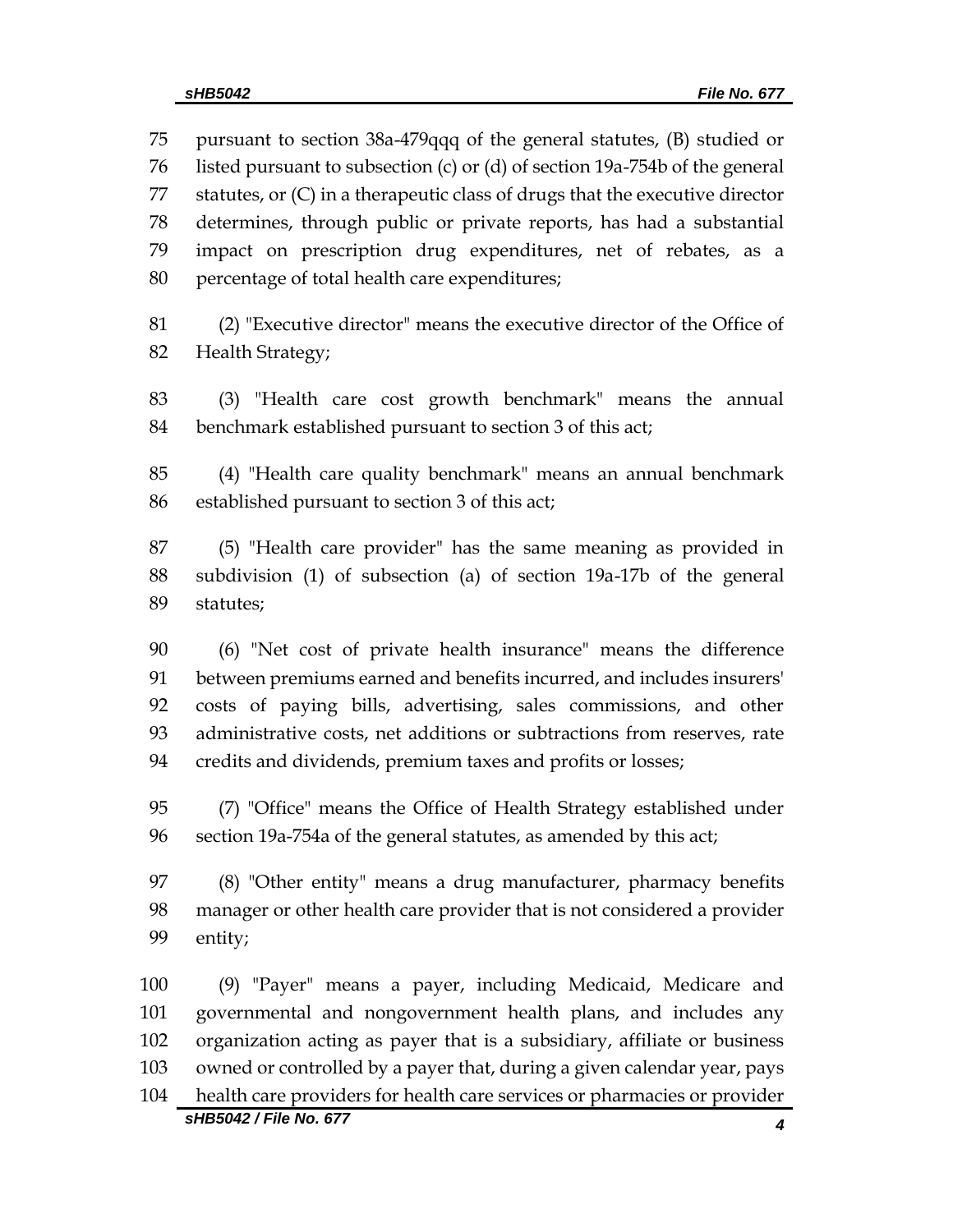pursuant to section 38a-479qqq of the general statutes, (B) studied or listed pursuant to subsection (c) or (d) of section 19a-754b of the general statutes, or (C) in a therapeutic class of drugs that the executive director determines, through public or private reports, has had a substantial impact on prescription drug expenditures, net of rebates, as a percentage of total health care expenditures;

(2) "Executive director" means the executive director of the Office of Health Strategy;

(3) "Health care cost growth benchmark" means the annual benchmark established pursuant to section 3 of this act;

(4) "Health care quality benchmark" means an annual benchmark established pursuant to section 3 of this act;

(5) "Health care provider" has the same meaning as provided in subdivision (1) of subsection (a) of section 19a-17b of the general statutes;

(6) "Net cost of private health insurance" means the difference between premiums earned and benefits incurred, and includes insurers' costs of paying bills, advertising, sales commissions, and other administrative costs, net additions or subtractions from reserves, rate credits and dividends, premium taxes and profits or losses;

(7) "Office" means the Office of Health Strategy established under section 19a-754a of the general statutes, as amended by this act;

(8) "Other entity" means a drug manufacturer, pharmacy benefits manager or other health care provider that is not considered a provider entity;

(9) "Payer" means a payer, including Medicaid, Medicare and governmental and nongovernment health plans, and includes any organization acting as payer that is a subsidiary, affiliate or business owned or controlled by a payer that, during a given calendar year, pays health care providers for health care services or pharmacies or provider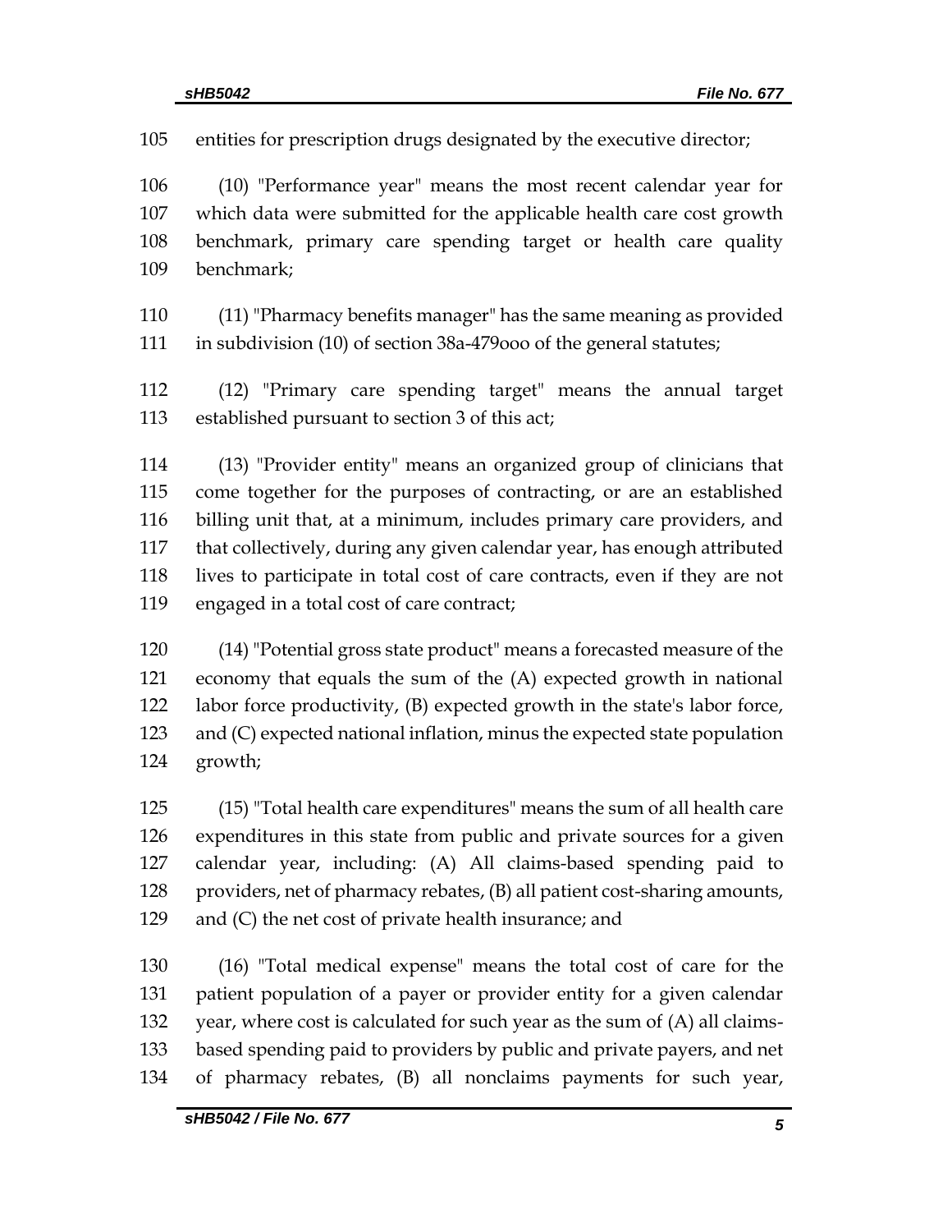entities for prescription drugs designated by the executive director;

(10) "Performance year" means the most recent calendar year for which data were submitted for the applicable health care cost growth benchmark, primary care spending target or health care quality benchmark;

(11) "Pharmacy benefits manager" has the same meaning as provided in subdivision (10) of section 38a-479ooo of the general statutes;

(12) "Primary care spending target" means the annual target established pursuant to section 3 of this act;

(13) "Provider entity" means an organized group of clinicians that come together for the purposes of contracting, or are an established billing unit that, at a minimum, includes primary care providers, and that collectively, during any given calendar year, has enough attributed lives to participate in total cost of care contracts, even if they are not engaged in a total cost of care contract;

(14) "Potential gross state product" means a forecasted measure of the economy that equals the sum of the (A) expected growth in national labor force productivity, (B) expected growth in the state's labor force, and (C) expected national inflation, minus the expected state population growth;

(15) "Total health care expenditures" means the sum of all health care expenditures in this state from public and private sources for a given calendar year, including: (A) All claims-based spending paid to providers, net of pharmacy rebates, (B) all patient cost-sharing amounts, and (C) the net cost of private health insurance; and

(16) "Total medical expense" means the total cost of care for the patient population of a payer or provider entity for a given calendar year, where cost is calculated for such year as the sum of (A) all claims-based spending paid to providers by public and private payers, and net of pharmacy rebates, (B) all nonclaims payments for such year,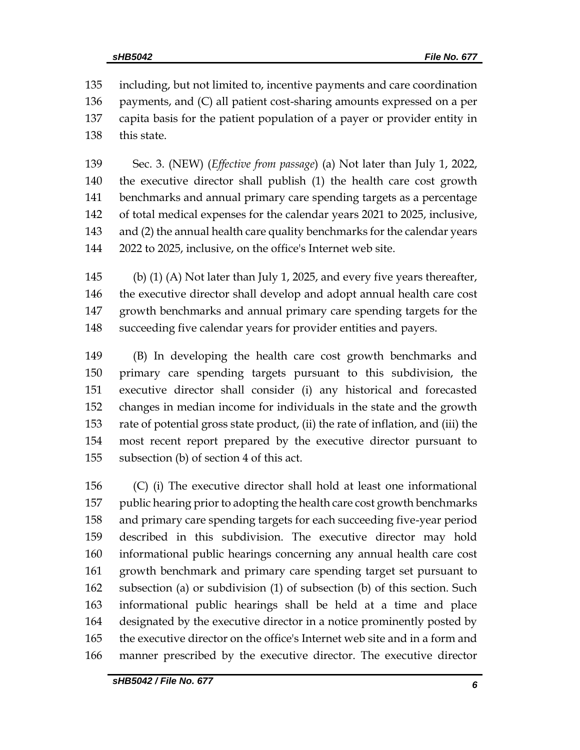including, but not limited to, incentive payments and care coordination payments, and (C) all patient cost-sharing amounts expressed on a per capita basis for the patient population of a payer or provider entity in this state.

Sec. 3. (NEW) (*Effective from passage*) (a) Not later than July 1, 2022, the executive director shall publish (1) the health care cost growth benchmarks and annual primary care spending targets as a percentage of total medical expenses for the calendar years 2021 to 2025, inclusive, and (2) the annual health care quality benchmarks for the calendar years 2022 to 2025, inclusive, on the office's Internet web site.

(b) (1) (A) Not later than July 1, 2025, and every five years thereafter, the executive director shall develop and adopt annual health care cost growth benchmarks and annual primary care spending targets for the succeeding five calendar years for provider entities and payers.

(B) In developing the health care cost growth benchmarks and primary care spending targets pursuant to this subdivision, the executive director shall consider (i) any historical and forecasted changes in median income for individuals in the state and the growth rate of potential gross state product, (ii) the rate of inflation, and (iii) the most recent report prepared by the executive director pursuant to subsection (b) of section 4 of this act.

(C) (i) The executive director shall hold at least one informational public hearing prior to adopting the health care cost growth benchmarks and primary care spending targets for each succeeding five-year period described in this subdivision. The executive director may hold informational public hearings concerning any annual health care cost growth benchmark and primary care spending target set pursuant to subsection (a) or subdivision (1) of subsection (b) of this section. Such informational public hearings shall be held at a time and place designated by the executive director in a notice prominently posted by the executive director on the office's Internet web site and in a form and manner prescribed by the executive director. The executive director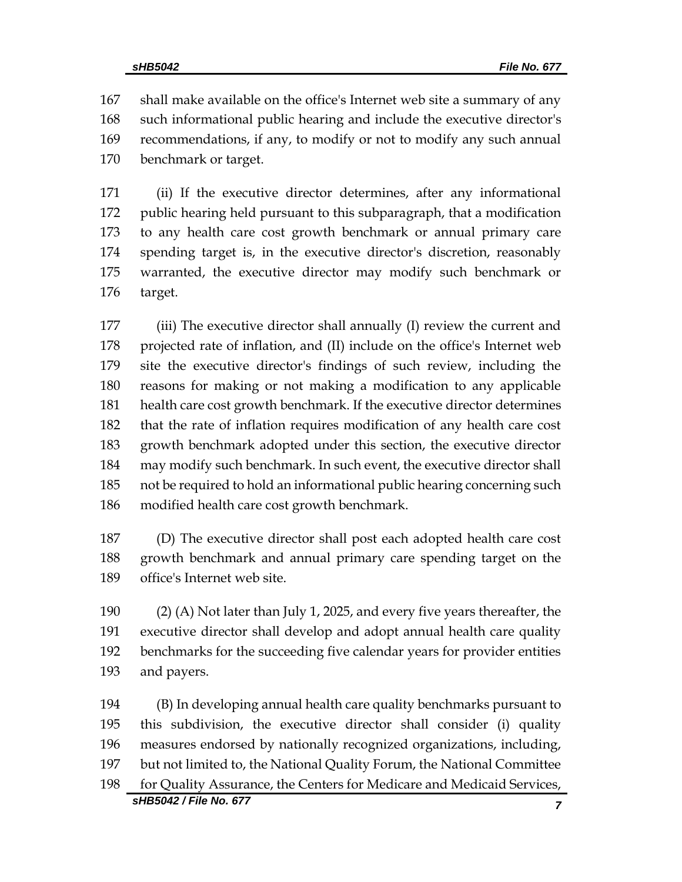shall make available on the office's Internet web site a summary of any such informational public hearing and include the executive director's recommendations, if any, to modify or not to modify any such annual benchmark or target.

(ii) If the executive director determines, after any informational public hearing held pursuant to this subparagraph, that a modification to any health care cost growth benchmark or annual primary care spending target is, in the executive director's discretion, reasonably warranted, the executive director may modify such benchmark or target.

(iii) The executive director shall annually (I) review the current and projected rate of inflation, and (II) include on the office's Internet web site the executive director's findings of such review, including the reasons for making or not making a modification to any applicable health care cost growth benchmark. If the executive director determines that the rate of inflation requires modification of any health care cost growth benchmark adopted under this section, the executive director may modify such benchmark. In such event, the executive director shall not be required to hold an informational public hearing concerning such modified health care cost growth benchmark.

(D) The executive director shall post each adopted health care cost growth benchmark and annual primary care spending target on the office's Internet web site.

(2) (A) Not later than July 1, 2025, and every five years thereafter, the executive director shall develop and adopt annual health care quality benchmarks for the succeeding five calendar years for provider entities and payers.

(B) In developing annual health care quality benchmarks pursuant to this subdivision, the executive director shall consider (i) quality measures endorsed by nationally recognized organizations, including, but not limited to, the National Quality Forum, the National Committee for Quality Assurance, the Centers for Medicare and Medicaid Services,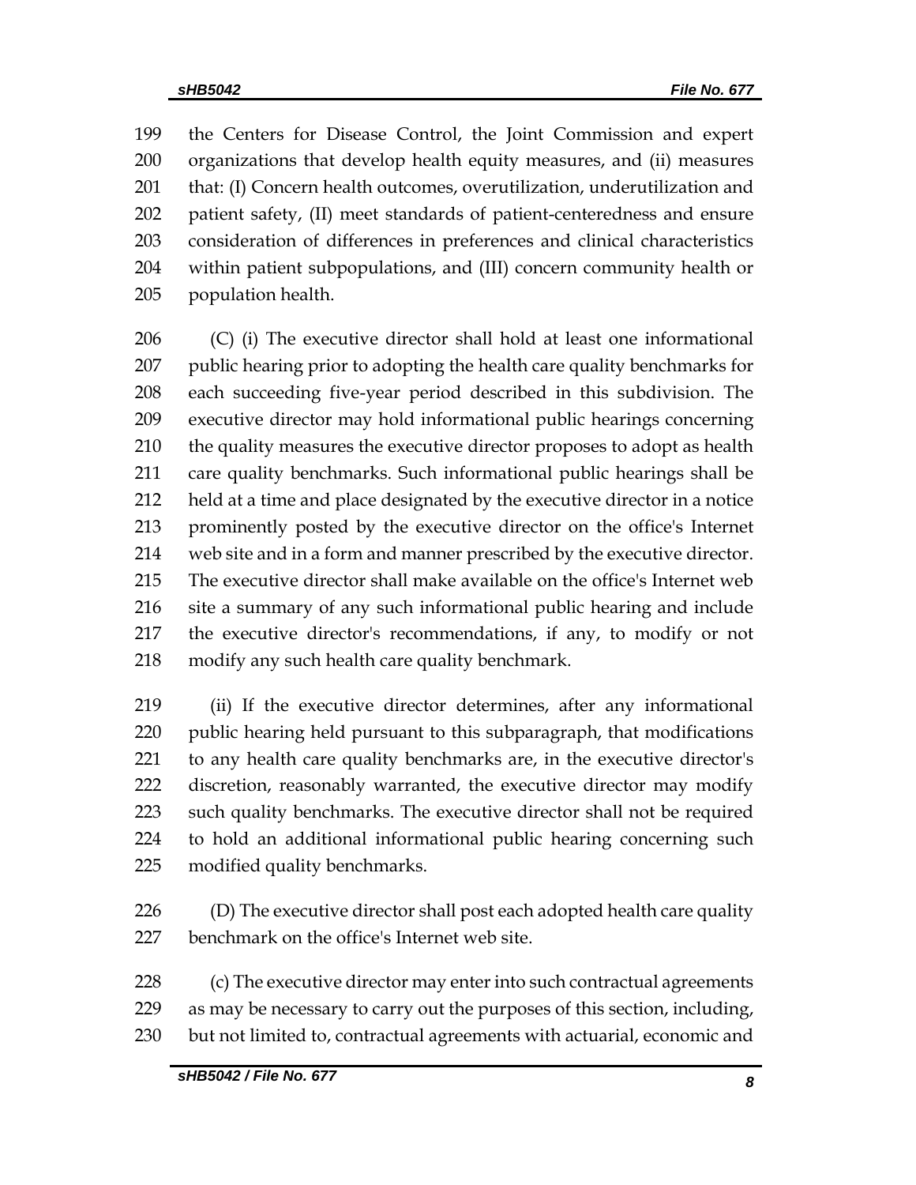the Centers for Disease Control, the Joint Commission and expert organizations that develop health equity measures, and (ii) measures that: (I) Concern health outcomes, overutilization, underutilization and patient safety, (II) meet standards of patient-centeredness and ensure consideration of differences in preferences and clinical characteristics within patient subpopulations, and (III) concern community health or population health.

(C) (i) The executive director shall hold at least one informational public hearing prior to adopting the health care quality benchmarks for each succeeding five-year period described in this subdivision. The executive director may hold informational public hearings concerning the quality measures the executive director proposes to adopt as health care quality benchmarks. Such informational public hearings shall be held at a time and place designated by the executive director in a notice prominently posted by the executive director on the office's Internet web site and in a form and manner prescribed by the executive director. The executive director shall make available on the office's Internet web site a summary of any such informational public hearing and include the executive director's recommendations, if any, to modify or not modify any such health care quality benchmark.

(ii) If the executive director determines, after any informational public hearing held pursuant to this subparagraph, that modifications to any health care quality benchmarks are, in the executive director's discretion, reasonably warranted, the executive director may modify such quality benchmarks. The executive director shall not be required to hold an additional informational public hearing concerning such modified quality benchmarks.

(D) The executive director shall post each adopted health care quality benchmark on the office's Internet web site.

(c) The executive director may enter into such contractual agreements as may be necessary to carry out the purposes of this section, including, but not limited to, contractual agreements with actuarial, economic and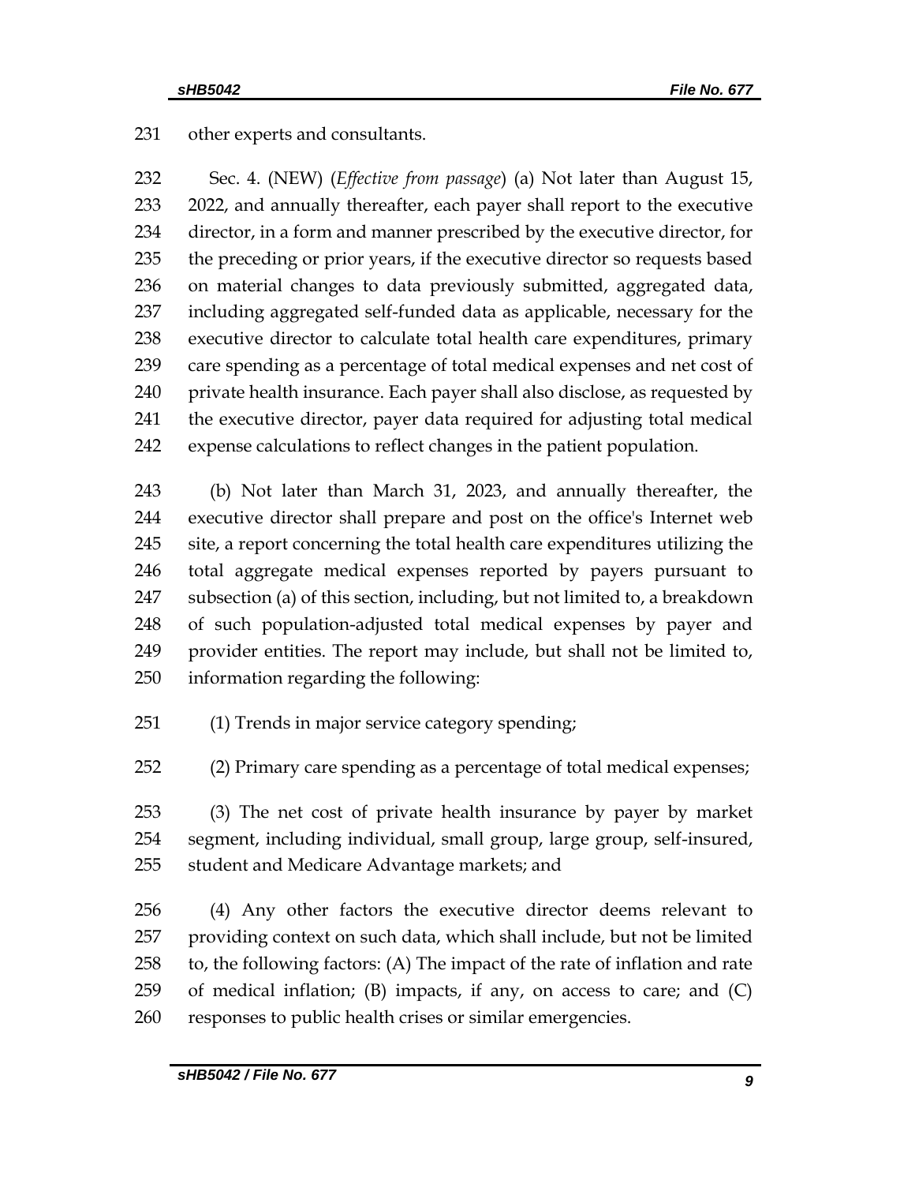other experts and consultants.

Sec. 4. (NEW) (*Effective from passage*) (a) Not later than August 15, 2022, and annually thereafter, each payer shall report to the executive director, in a form and manner prescribed by the executive director, for the preceding or prior years, if the executive director so requests based on material changes to data previously submitted, aggregated data, including aggregated self-funded data as applicable, necessary for the executive director to calculate total health care expenditures, primary care spending as a percentage of total medical expenses and net cost of private health insurance. Each payer shall also disclose, as requested by the executive director, payer data required for adjusting total medical expense calculations to reflect changes in the patient population.

(b) Not later than March 31, 2023, and annually thereafter, the executive director shall prepare and post on the office's Internet web site, a report concerning the total health care expenditures utilizing the total aggregate medical expenses reported by payers pursuant to subsection (a) of this section, including, but not limited to, a breakdown of such population-adjusted total medical expenses by payer and provider entities. The report may include, but shall not be limited to, information regarding the following:

(1) Trends in major service category spending;

(2) Primary care spending as a percentage of total medical expenses;

(3) The net cost of private health insurance by payer by market segment, including individual, small group, large group, self-insured, student and Medicare Advantage markets; and

(4) Any other factors the executive director deems relevant to providing context on such data, which shall include, but not be limited to, the following factors: (A) The impact of the rate of inflation and rate of medical inflation; (B) impacts, if any, on access to care; and (C) responses to public health crises or similar emergencies.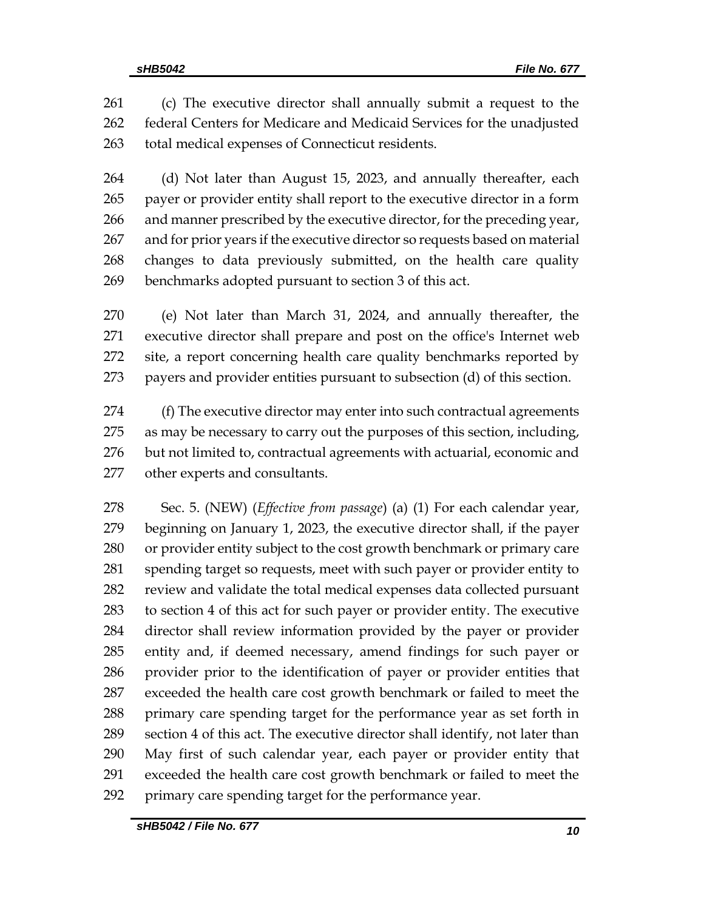(c) The executive director shall annually submit a request to the federal Centers for Medicare and Medicaid Services for the unadjusted total medical expenses of Connecticut residents.

(d) Not later than August 15, 2023, and annually thereafter, each payer or provider entity shall report to the executive director in a form and manner prescribed by the executive director, for the preceding year, and for prior years if the executive director so requests based on material changes to data previously submitted, on the health care quality benchmarks adopted pursuant to section 3 of this act.

(e) Not later than March 31, 2024, and annually thereafter, the executive director shall prepare and post on the office's Internet web site, a report concerning health care quality benchmarks reported by payers and provider entities pursuant to subsection (d) of this section.

(f) The executive director may enter into such contractual agreements as may be necessary to carry out the purposes of this section, including, but not limited to, contractual agreements with actuarial, economic and other experts and consultants.

Sec. 5. (NEW) (*Effective from passage*) (a) (1) For each calendar year, beginning on January 1, 2023, the executive director shall, if the payer or provider entity subject to the cost growth benchmark or primary care spending target so requests, meet with such payer or provider entity to review and validate the total medical expenses data collected pursuant to section 4 of this act for such payer or provider entity. The executive director shall review information provided by the payer or provider entity and, if deemed necessary, amend findings for such payer or provider prior to the identification of payer or provider entities that exceeded the health care cost growth benchmark or failed to meet the primary care spending target for the performance year as set forth in section 4 of this act. The executive director shall identify, not later than May first of such calendar year, each payer or provider entity that exceeded the health care cost growth benchmark or failed to meet the primary care spending target for the performance year.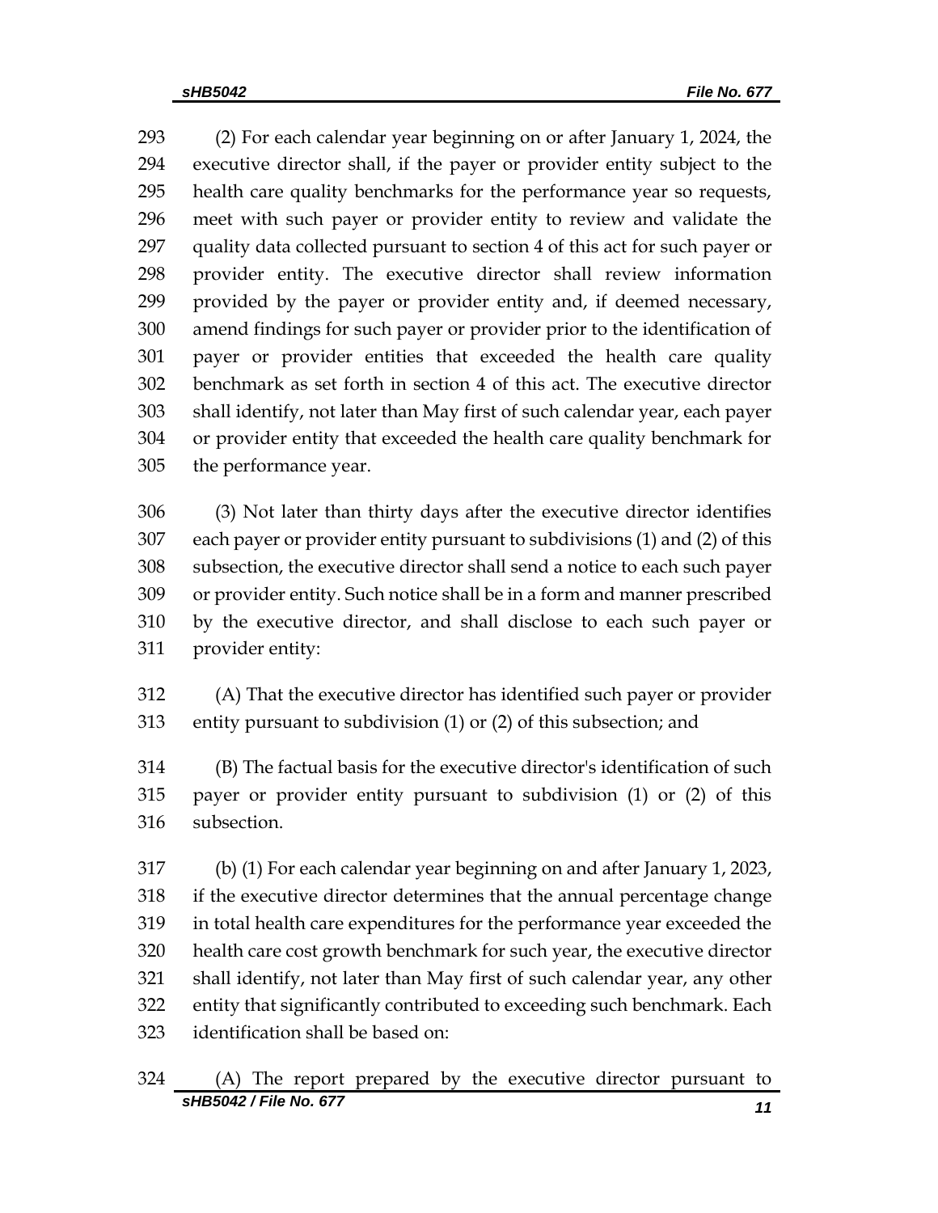(2) For each calendar year beginning on or after January 1, 2024, the executive director shall, if the payer or provider entity subject to the health care quality benchmarks for the performance year so requests, meet with such payer or provider entity to review and validate the quality data collected pursuant to section 4 of this act for such payer or provider entity. The executive director shall review information provided by the payer or provider entity and, if deemed necessary, amend findings for such payer or provider prior to the identification of payer or provider entities that exceeded the health care quality benchmark as set forth in section 4 of this act. The executive director shall identify, not later than May first of such calendar year, each payer or provider entity that exceeded the health care quality benchmark for the performance year.

(3) Not later than thirty days after the executive director identifies each payer or provider entity pursuant to subdivisions (1) and (2) of this subsection, the executive director shall send a notice to each such payer or provider entity. Such notice shall be in a form and manner prescribed by the executive director, and shall disclose to each such payer or provider entity:

(A) That the executive director has identified such payer or provider entity pursuant to subdivision (1) or (2) of this subsection; and

(B) The factual basis for the executive director's identification of such payer or provider entity pursuant to subdivision (1) or (2) of this subsection.

(b) (1) For each calendar year beginning on and after January 1, 2023, if the executive director determines that the annual percentage change in total health care expenditures for the performance year exceeded the health care cost growth benchmark for such year, the executive director shall identify, not later than May first of such calendar year, any other entity that significantly contributed to exceeding such benchmark. Each identification shall be based on:

(A) The report prepared by the executive director pursuant to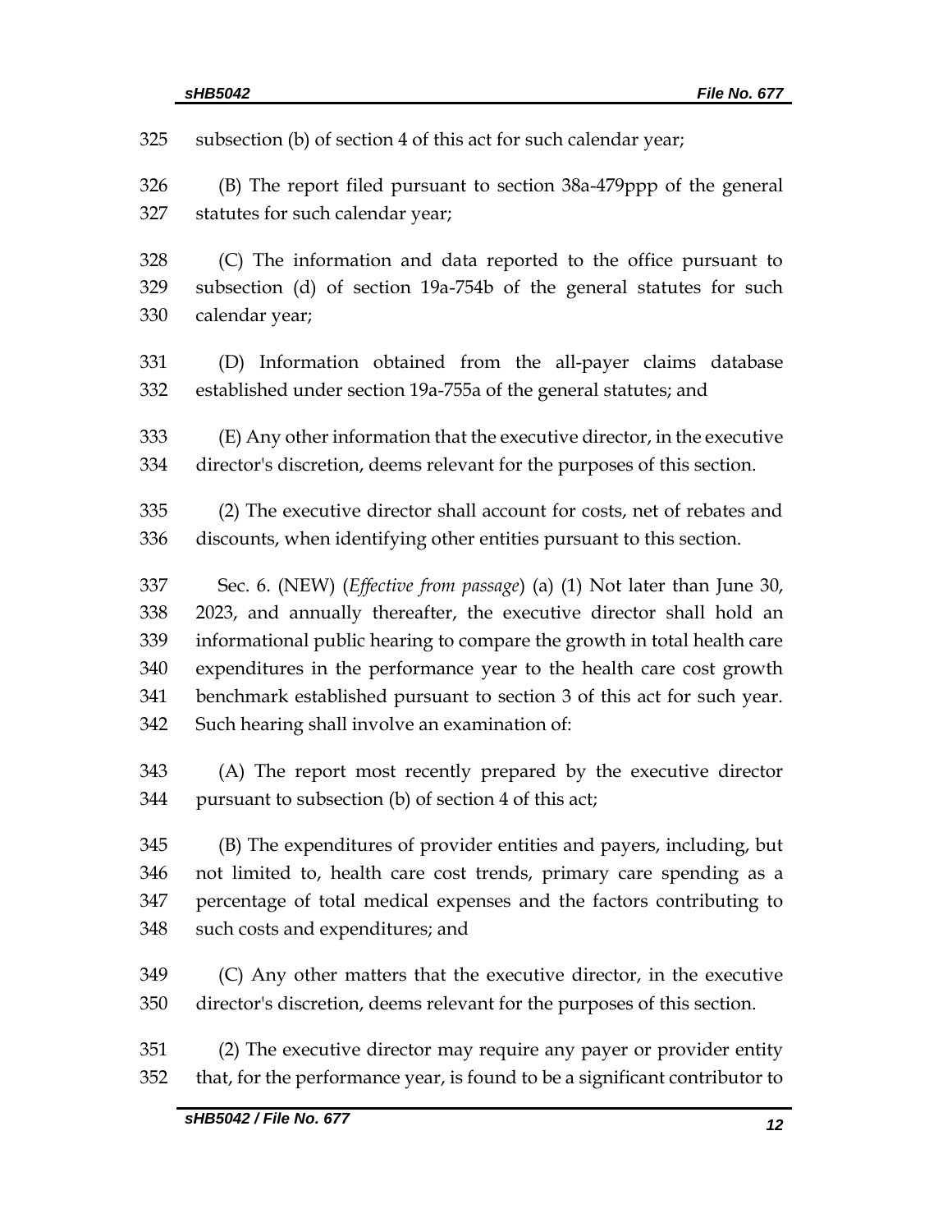subsection (b) of section 4 of this act for such calendar year;

(B) The report filed pursuant to section 38a-479ppp of the general statutes for such calendar year;

(C) The information and data reported to the office pursuant to subsection (d) of section 19a-754b of the general statutes for such calendar year;

(D) Information obtained from the all-payer claims database established under section 19a-755a of the general statutes; and

(E) Any other information that the executive director, in the executive director's discretion, deems relevant for the purposes of this section.

(2) The executive director shall account for costs, net of rebates and discounts, when identifying other entities pursuant to this section.

Sec. 6. (NEW) (*Effective from passage*) (a) (1) Not later than June 30, 2023, and annually thereafter, the executive director shall hold an informational public hearing to compare the growth in total health care expenditures in the performance year to the health care cost growth benchmark established pursuant to section 3 of this act for such year. Such hearing shall involve an examination of:

(A) The report most recently prepared by the executive director pursuant to subsection (b) of section 4 of this act;

(B) The expenditures of provider entities and payers, including, but not limited to, health care cost trends, primary care spending as a percentage of total medical expenses and the factors contributing to such costs and expenditures; and

(C) Any other matters that the executive director, in the executive director's discretion, deems relevant for the purposes of this section.

(2) The executive director may require any payer or provider entity that, for the performance year, is found to be a significant contributor to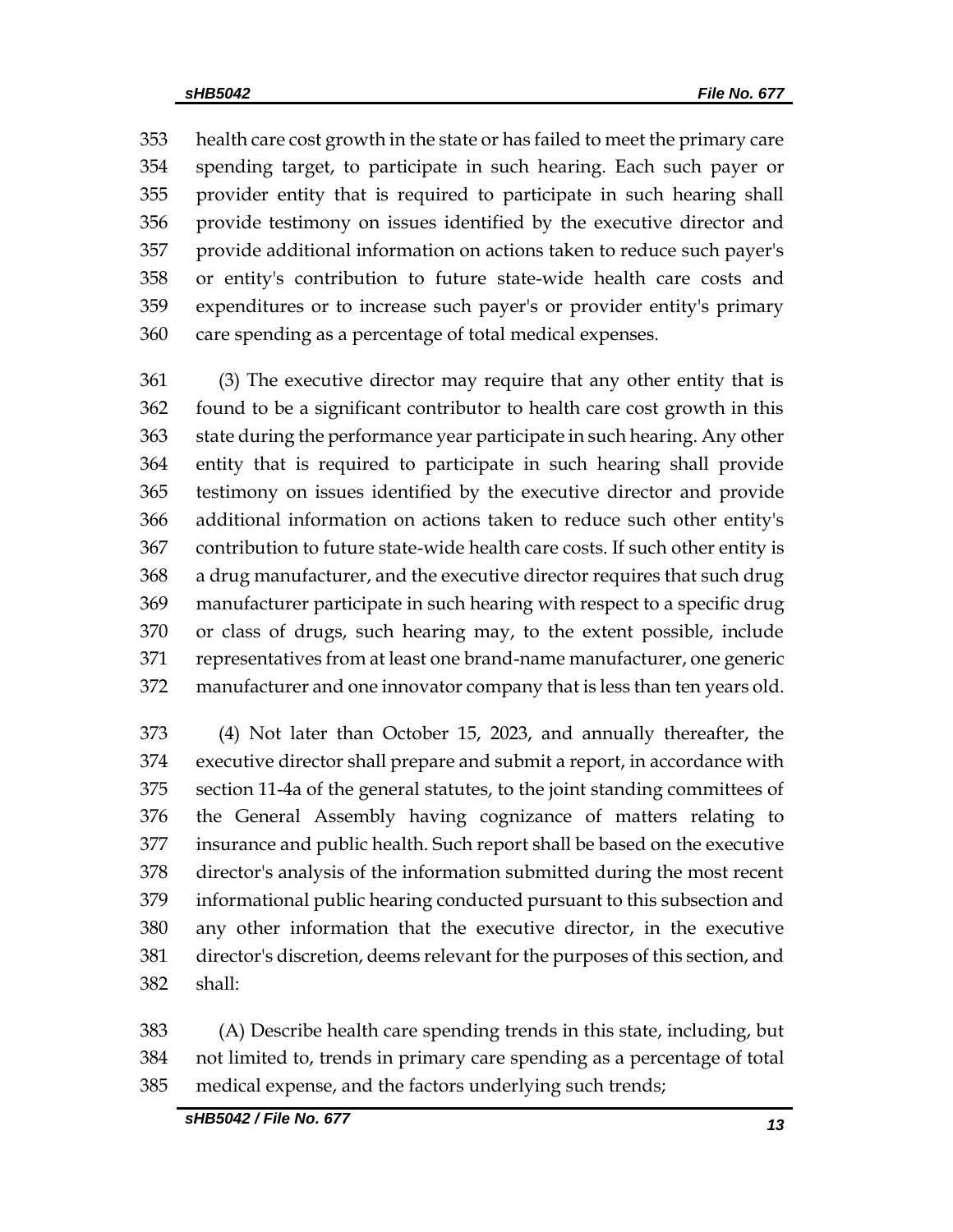health care cost growth in the state or has failed to meet the primary care spending target, to participate in such hearing. Each such payer or provider entity that is required to participate in such hearing shall provide testimony on issues identified by the executive director and provide additional information on actions taken to reduce such payer's or entity's contribution to future state-wide health care costs and expenditures or to increase such payer's or provider entity's primary care spending as a percentage of total medical expenses.

(3) The executive director may require that any other entity that is found to be a significant contributor to health care cost growth in this state during the performance year participate in such hearing. Any other entity that is required to participate in such hearing shall provide testimony on issues identified by the executive director and provide additional information on actions taken to reduce such other entity's contribution to future state-wide health care costs. If such other entity is a drug manufacturer, and the executive director requires that such drug manufacturer participate in such hearing with respect to a specific drug or class of drugs, such hearing may, to the extent possible, include representatives from at least one brand-name manufacturer, one generic manufacturer and one innovator company that is less than ten years old.

(4) Not later than October 15, 2023, and annually thereafter, the executive director shall prepare and submit a report, in accordance with section 11-4a of the general statutes, to the joint standing committees of the General Assembly having cognizance of matters relating to insurance and public health. Such report shall be based on the executive director's analysis of the information submitted during the most recent informational public hearing conducted pursuant to this subsection and any other information that the executive director, in the executive director's discretion, deems relevant for the purposes of this section, and shall:

(A) Describe health care spending trends in this state, including, but not limited to, trends in primary care spending as a percentage of total medical expense, and the factors underlying such trends;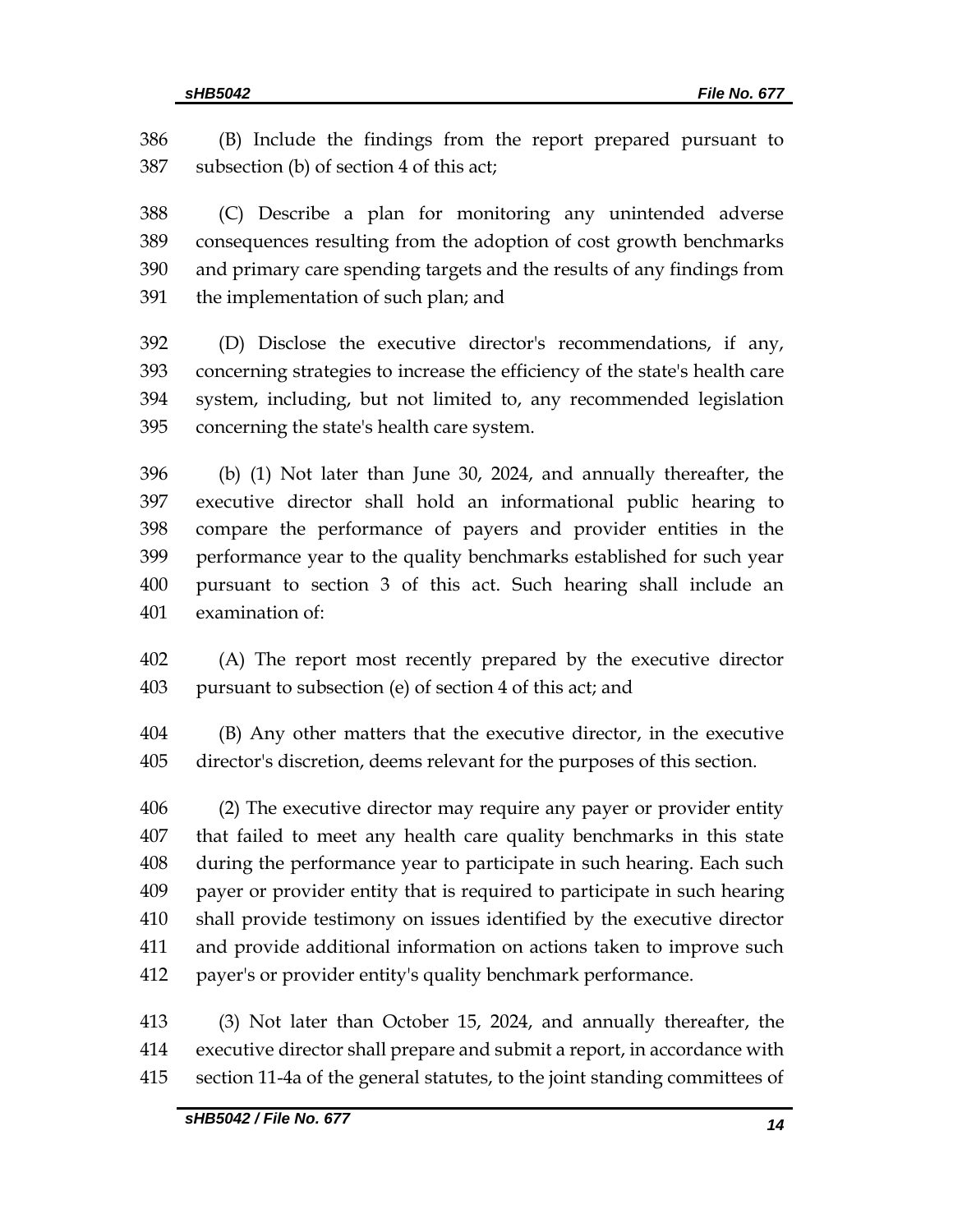(B) Include the findings from the report prepared pursuant to subsection (b) of section 4 of this act;

(C) Describe a plan for monitoring any unintended adverse consequences resulting from the adoption of cost growth benchmarks and primary care spending targets and the results of any findings from the implementation of such plan; and

(D) Disclose the executive director's recommendations, if any, concerning strategies to increase the efficiency of the state's health care system, including, but not limited to, any recommended legislation concerning the state's health care system.

(b) (1) Not later than June 30, 2024, and annually thereafter, the executive director shall hold an informational public hearing to compare the performance of payers and provider entities in the performance year to the quality benchmarks established for such year pursuant to section 3 of this act. Such hearing shall include an examination of:

(A) The report most recently prepared by the executive director pursuant to subsection (e) of section 4 of this act; and

(B) Any other matters that the executive director, in the executive director's discretion, deems relevant for the purposes of this section.

(2) The executive director may require any payer or provider entity that failed to meet any health care quality benchmarks in this state during the performance year to participate in such hearing. Each such payer or provider entity that is required to participate in such hearing shall provide testimony on issues identified by the executive director and provide additional information on actions taken to improve such payer's or provider entity's quality benchmark performance.

(3) Not later than October 15, 2024, and annually thereafter, the executive director shall prepare and submit a report, in accordance with section 11-4a of the general statutes, to the joint standing committees of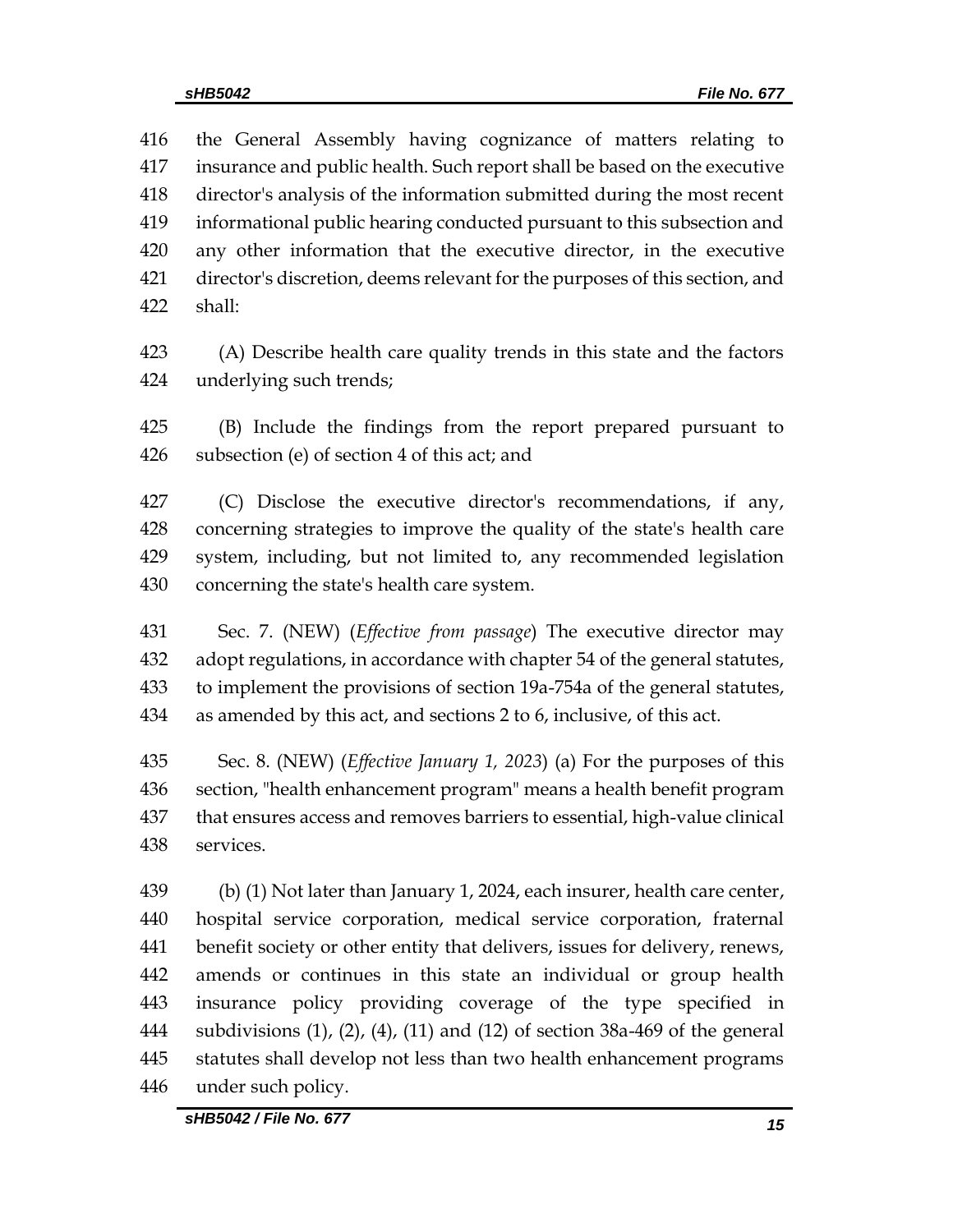the General Assembly having cognizance of matters relating to insurance and public health. Such report shall be based on the executive director's analysis of the information submitted during the most recent informational public hearing conducted pursuant to this subsection and any other information that the executive director, in the executive director's discretion, deems relevant for the purposes of this section, and shall:

(A) Describe health care quality trends in this state and the factors underlying such trends;

(B) Include the findings from the report prepared pursuant to subsection (e) of section 4 of this act; and

(C) Disclose the executive director's recommendations, if any, concerning strategies to improve the quality of the state's health care system, including, but not limited to, any recommended legislation concerning the state's health care system.

Sec. 7. (NEW) (*Effective from passage*) The executive director may adopt regulations, in accordance with chapter 54 of the general statutes, to implement the provisions of section 19a-754a of the general statutes, as amended by this act, and sections 2 to 6, inclusive, of this act.

Sec. 8. (NEW) (*Effective January 1, 2023*) (a) For the purposes of this section, "health enhancement program" means a health benefit program that ensures access and removes barriers to essential, high-value clinical services.

(b) (1) Not later than January 1, 2024, each insurer, health care center, hospital service corporation, medical service corporation, fraternal benefit society or other entity that delivers, issues for delivery, renews, amends or continues in this state an individual or group health insurance policy providing coverage of the type specified in subdivisions (1), (2), (4), (11) and (12) of section 38a-469 of the general statutes shall develop not less than two health enhancement programs under such policy.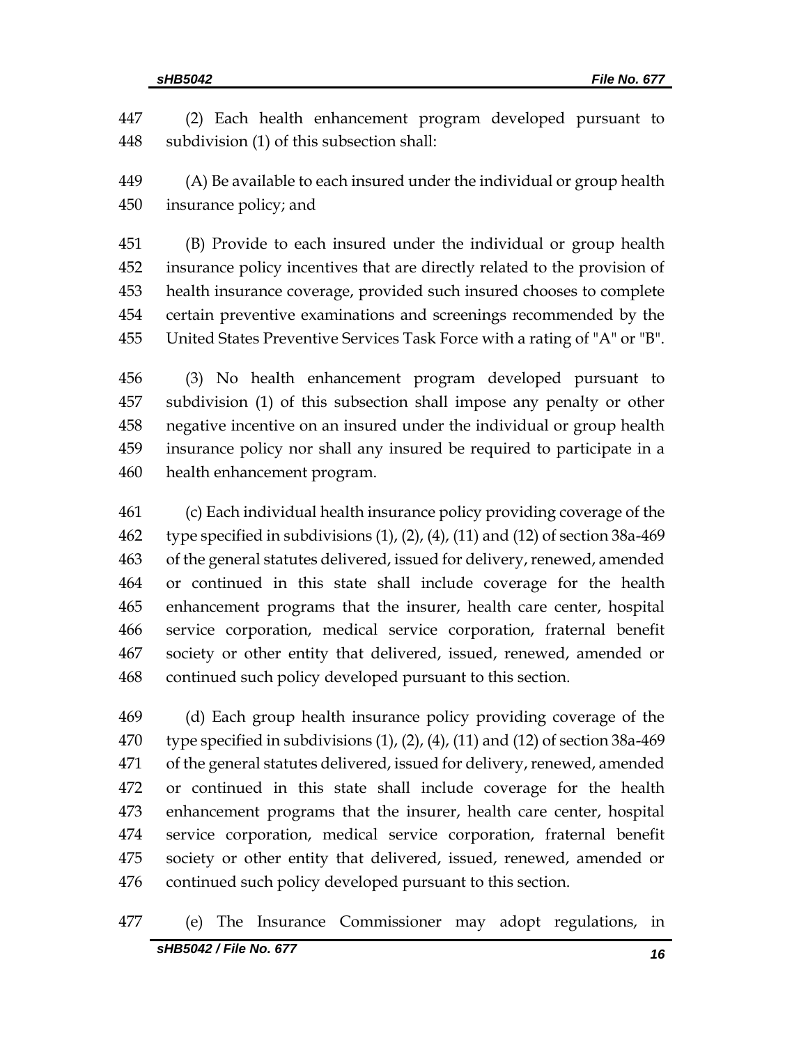447 (2) Each health enhancement program developed pursuant to
448 subdivision (1) of this subsection shall:

449 (A) Be available to each insured under the individual or group health
450 insurance policy; and

451 (B) Provide to each insured under the individual or group health
452 insurance policy incentives that are directly related to the provision of
453 health insurance coverage, provided such insured chooses to complete
454 certain preventive examinations and screenings recommended by the
455 United States Preventive Services Task Force with a rating of "A" or "B".

456 (3) No health enhancement program developed pursuant to
457 subdivision (1) of this subsection shall impose any penalty or other
458 negative incentive on an insured under the individual or group health
459 insurance policy nor shall any insured be required to participate in a
460 health enhancement program.

461 (c) Each individual health insurance policy providing coverage of the
462 type specified in subdivisions (1), (2), (4), (11) and (12) of section 38a-469
463 of the general statutes delivered, issued for delivery, renewed, amended
464 or continued in this state shall include coverage for the health
465 enhancement programs that the insurer, health care center, hospital
466 service corporation, medical service corporation, fraternal benefit
467 society or other entity that delivered, issued, renewed, amended or
468 continued such policy developed pursuant to this section.

469 (d) Each group health insurance policy providing coverage of the
470 type specified in subdivisions (1), (2), (4), (11) and (12) of section 38a-469
471 of the general statutes delivered, issued for delivery, renewed, amended
472 or continued in this state shall include coverage for the health
473 enhancement programs that the insurer, health care center, hospital
474 service corporation, medical service corporation, fraternal benefit
475 society or other entity that delivered, issued, renewed, amended or
476 continued such policy developed pursuant to this section.

477 (e) The Insurance Commissioner may adopt regulations, in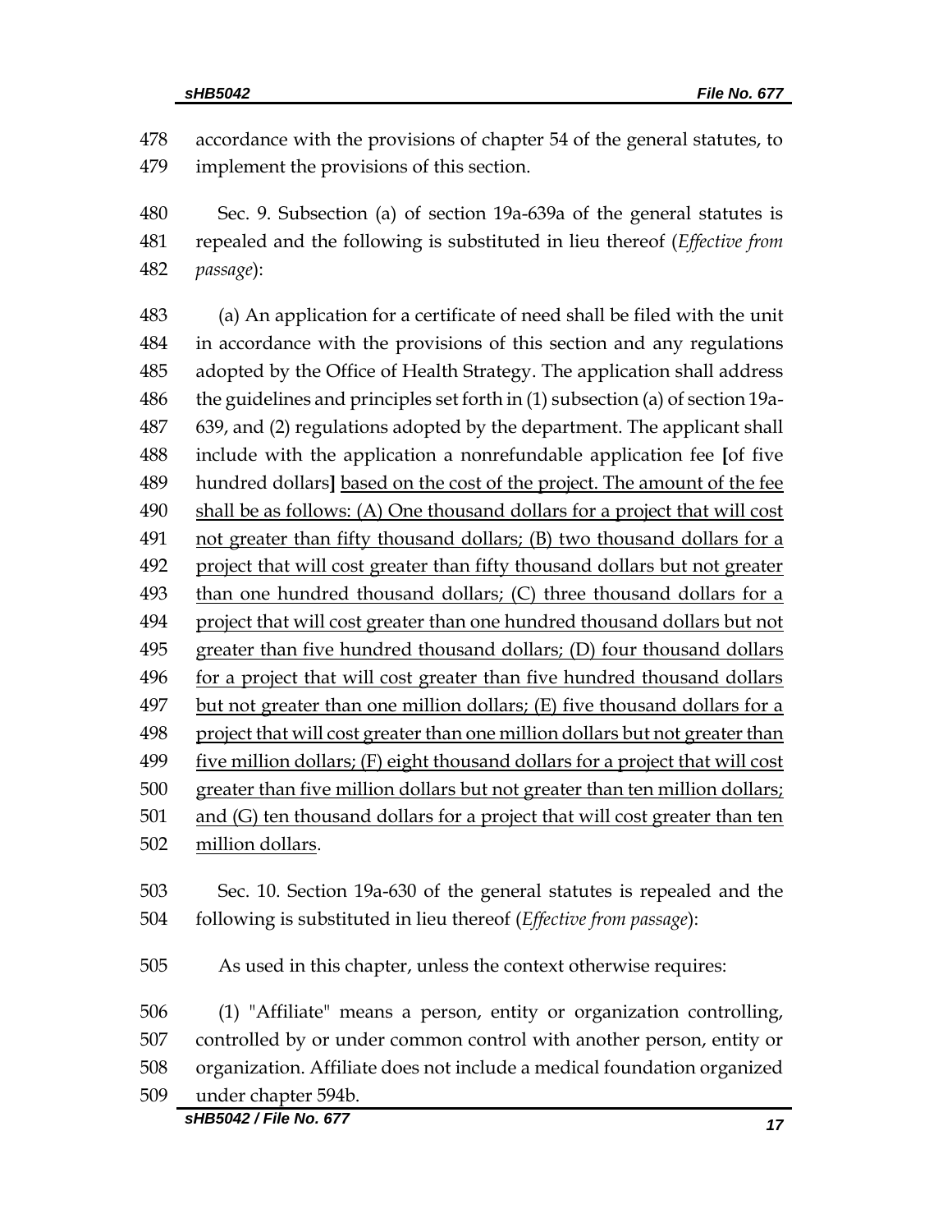478 accordance with the provisions of chapter 54 of the general statutes, to
479 implement the provisions of this section.

480 Sec. 9. Subsection (a) of section 19a-639a of the general statutes is
481 repealed and the following is substituted in lieu thereof (*Effective from*
482 *passage*):

483 (a) An application for a certificate of need shall be filed with the unit
484 in accordance with the provisions of this section and any regulations
485 adopted by the Office of Health Strategy. The application shall address
486 the guidelines and principles set forth in (1) subsection (a) of section 19a-
487 639, and (2) regulations adopted by the department. The applicant shall
488 include with the application a nonrefundable application fee [of five
489 hundred dollars] <u>based on the cost of the project. The amount of the fee</u>
490 <u>shall be as follows: (A) One thousand dollars for a project that will cost</u>
491 <u>not greater than fifty thousand dollars; (B) two thousand dollars for a</u>
492 <u>project that will cost greater than fifty thousand dollars but not greater</u>
493 <u>than one hundred thousand dollars; (C) three thousand dollars for a</u>
494 <u>project that will cost greater than one hundred thousand dollars but not</u>
495 <u>greater than five hundred thousand dollars; (D) four thousand dollars</u>
496 <u>for a project that will cost greater than five hundred thousand dollars</u>
497 <u>but not greater than one million dollars; (E) five thousand dollars for a</u>
498 <u>project that will cost greater than one million dollars but not greater than</u>
499 <u>five million dollars; (F) eight thousand dollars for a project that will cost</u>
500 <u>greater than five million dollars but not greater than ten million dollars;</u>
501 <u>and (G) ten thousand dollars for a project that will cost greater than ten</u>
502 <u>million dollars</u>.

503 Sec. 10. Section 19a-630 of the general statutes is repealed and the
504 following is substituted in lieu thereof (*Effective from passage*):

505 As used in this chapter, unless the context otherwise requires:

506 (1) "Affiliate" means a person, entity or organization controlling,
507 controlled by or under common control with another person, entity or
508 organization. Affiliate does not include a medical foundation organized
509 under chapter 594b.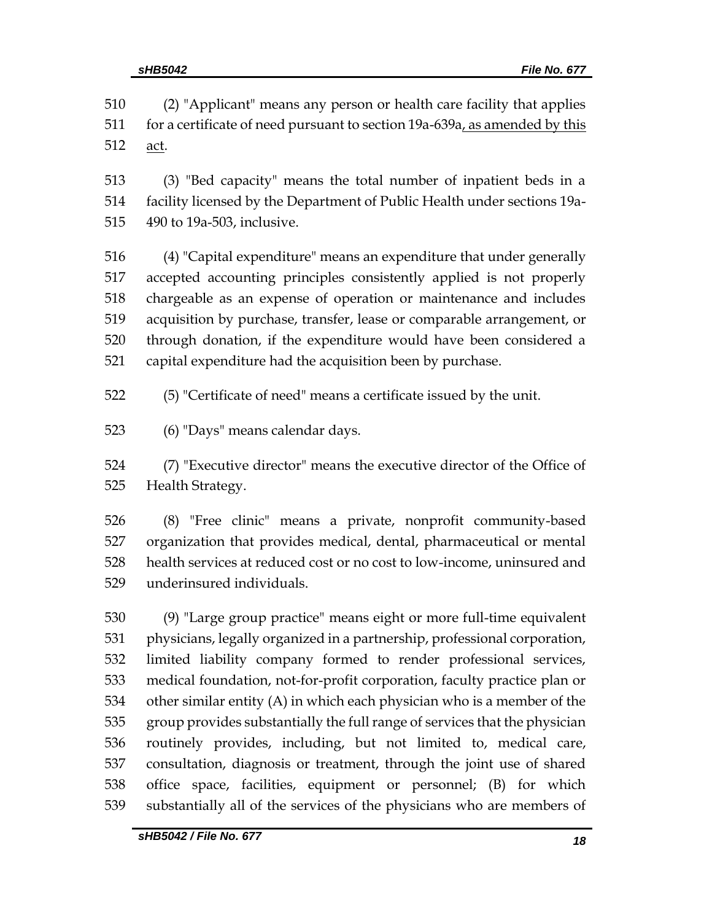(2) "Applicant" means any person or health care facility that applies for a certificate of need pursuant to section 19a-639a, as amended by this act.

(3) "Bed capacity" means the total number of inpatient beds in a facility licensed by the Department of Public Health under sections 19a-490 to 19a-503, inclusive.

(4) "Capital expenditure" means an expenditure that under generally accepted accounting principles consistently applied is not properly chargeable as an expense of operation or maintenance and includes acquisition by purchase, transfer, lease or comparable arrangement, or through donation, if the expenditure would have been considered a capital expenditure had the acquisition been by purchase.

(5) "Certificate of need" means a certificate issued by the unit.

(6) "Days" means calendar days.

(7) "Executive director" means the executive director of the Office of Health Strategy.

(8) "Free clinic" means a private, nonprofit community-based organization that provides medical, dental, pharmaceutical or mental health services at reduced cost or no cost to low-income, uninsured and underinsured individuals.

(9) "Large group practice" means eight or more full-time equivalent physicians, legally organized in a partnership, professional corporation, limited liability company formed to render professional services, medical foundation, not-for-profit corporation, faculty practice plan or other similar entity (A) in which each physician who is a member of the group provides substantially the full range of services that the physician routinely provides, including, but not limited to, medical care, consultation, diagnosis or treatment, through the joint use of shared office space, facilities, equipment or personnel; (B) for which substantially all of the services of the physicians who are members of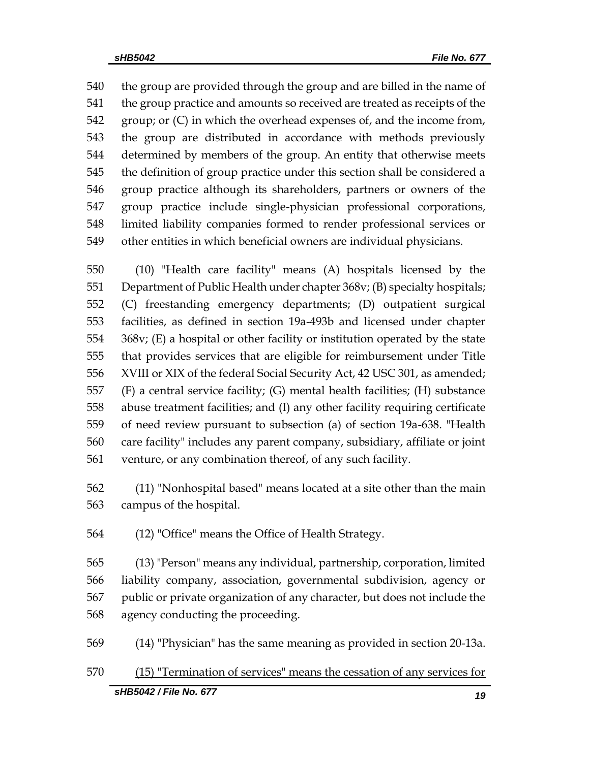the group are provided through the group and are billed in the name of the group practice and amounts so received are treated as receipts of the group; or (C) in which the overhead expenses of, and the income from, the group are distributed in accordance with methods previously determined by members of the group. An entity that otherwise meets the definition of group practice under this section shall be considered a group practice although its shareholders, partners or owners of the group practice include single-physician professional corporations, limited liability companies formed to render professional services or other entities in which beneficial owners are individual physicians.

(10) "Health care facility" means (A) hospitals licensed by the Department of Public Health under chapter 368v; (B) specialty hospitals; (C) freestanding emergency departments; (D) outpatient surgical facilities, as defined in section 19a-493b and licensed under chapter 368v; (E) a hospital or other facility or institution operated by the state that provides services that are eligible for reimbursement under Title XVIII or XIX of the federal Social Security Act, 42 USC 301, as amended; (F) a central service facility; (G) mental health facilities; (H) substance abuse treatment facilities; and (I) any other facility requiring certificate of need review pursuant to subsection (a) of section 19a-638. "Health care facility" includes any parent company, subsidiary, affiliate or joint venture, or any combination thereof, of any such facility.

(11) "Nonhospital based" means located at a site other than the main campus of the hospital.

(12) "Office" means the Office of Health Strategy.

(13) "Person" means any individual, partnership, corporation, limited liability company, association, governmental subdivision, agency or public or private organization of any character, but does not include the agency conducting the proceeding.

(14) "Physician" has the same meaning as provided in section 20-13a.

<u>(15) "Termination of services" means the cessation of any services for</u>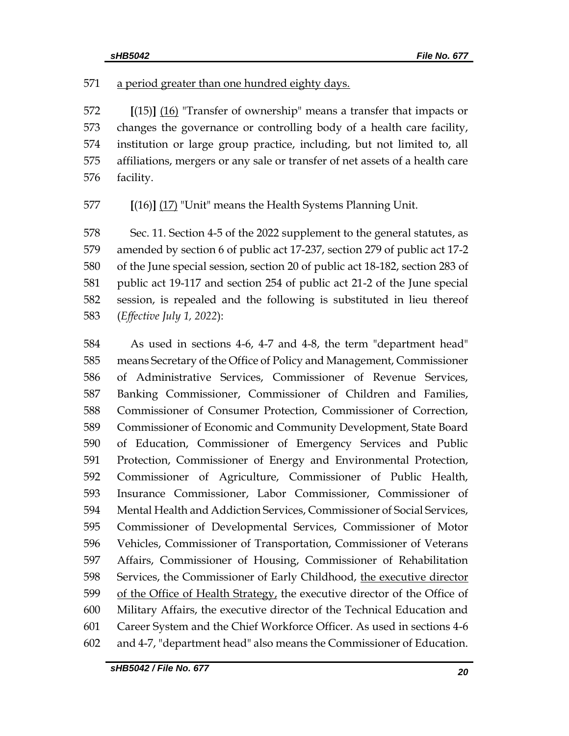571 a period greater than one hundred eighty days.

572 [(15)] (16) "Transfer of ownership" means a transfer that impacts or
573 changes the governance or controlling body of a health care facility,
574 institution or large group practice, including, but not limited to, all
575 affiliations, mergers or any sale or transfer of net assets of a health care
576 facility.

577 [(16)] (17) "Unit" means the Health Systems Planning Unit.

578 Sec. 11. Section 4-5 of the 2022 supplement to the general statutes, as
579 amended by section 6 of public act 17-237, section 279 of public act 17-2
580 of the June special session, section 20 of public act 18-182, section 283 of
581 public act 19-117 and section 254 of public act 21-2 of the June special
582 session, is repealed and the following is substituted in lieu thereof
583 (*Effective July 1, 2022*):

584 As used in sections 4-6, 4-7 and 4-8, the term "department head"
585 means Secretary of the Office of Policy and Management, Commissioner
586 of Administrative Services, Commissioner of Revenue Services,
587 Banking Commissioner, Commissioner of Children and Families,
588 Commissioner of Consumer Protection, Commissioner of Correction,
589 Commissioner of Economic and Community Development, State Board
590 of Education, Commissioner of Emergency Services and Public
591 Protection, Commissioner of Energy and Environmental Protection,
592 Commissioner of Agriculture, Commissioner of Public Health,
593 Insurance Commissioner, Labor Commissioner, Commissioner of
594 Mental Health and Addiction Services, Commissioner of Social Services,
595 Commissioner of Developmental Services, Commissioner of Motor
596 Vehicles, Commissioner of Transportation, Commissioner of Veterans
597 Affairs, Commissioner of Housing, Commissioner of Rehabilitation
598 Services, the Commissioner of Early Childhood, the executive director
599 of the Office of Health Strategy, the executive director of the Office of
600 Military Affairs, the executive director of the Technical Education and
601 Career System and the Chief Workforce Officer. As used in sections 4-6
602 and 4-7, "department head" also means the Commissioner of Education.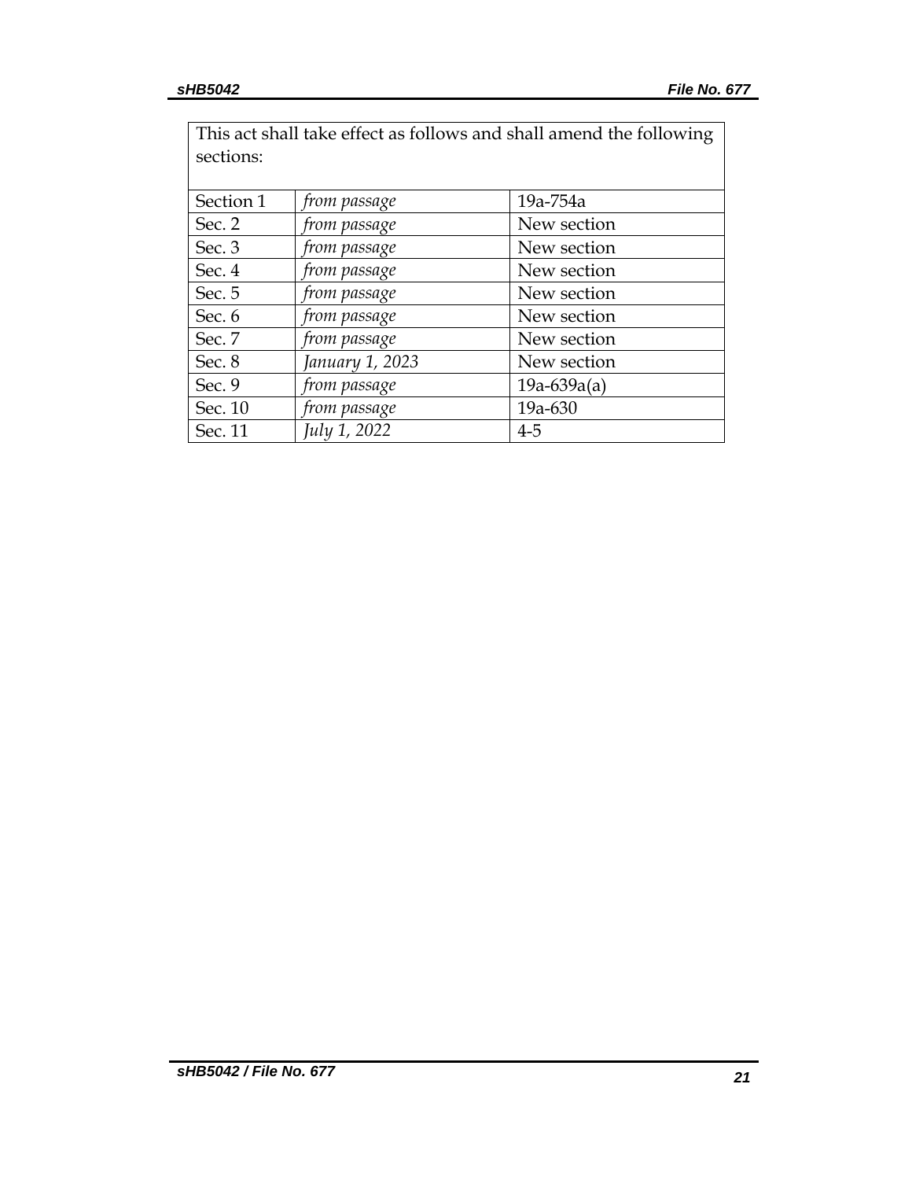| This act shall take effect as follows and shall amend the following sections: | | |
|---|---|---|
| Section 1 | *from passage* | 19a-754a |
| Sec. 2 | *from passage* | New section |
| Sec. 3 | *from passage* | New section |
| Sec. 4 | *from passage* | New section |
| Sec. 5 | *from passage* | New section |
| Sec. 6 | *from passage* | New section |
| Sec. 7 | *from passage* | New section |
| Sec. 8 | *January 1, 2023* | New section |
| Sec. 9 | *from passage* | 19a-639a(a) |
| Sec. 10 | *from passage* | 19a-630 |
| Sec. 11 | *July 1, 2022* | 4-5 |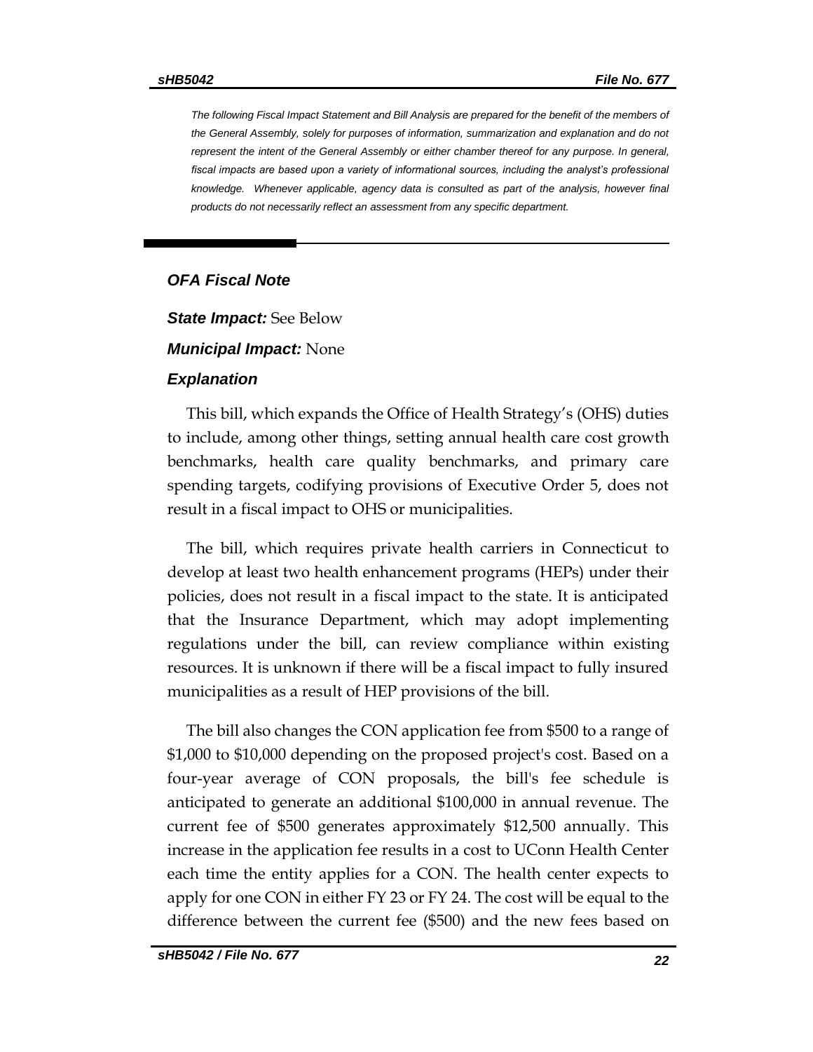*The following Fiscal Impact Statement and Bill Analysis are prepared for the benefit of the members of the General Assembly, solely for purposes of information, summarization and explanation and do not represent the intent of the General Assembly or either chamber thereof for any purpose. In general, fiscal impacts are based upon a variety of informational sources, including the analyst's professional knowledge. Whenever applicable, agency data is consulted as part of the analysis, however final products do not necessarily reflect an assessment from any specific department.*

---

***OFA Fiscal Note***

***State Impact:*** See Below

***Municipal Impact:*** None

***Explanation***

This bill, which expands the Office of Health Strategy's (OHS) duties to include, among other things, setting annual health care cost growth benchmarks, health care quality benchmarks, and primary care spending targets, codifying provisions of Executive Order 5, does not result in a fiscal impact to OHS or municipalities.

The bill, which requires private health carriers in Connecticut to develop at least two health enhancement programs (HEPs) under their policies, does not result in a fiscal impact to the state. It is anticipated that the Insurance Department, which may adopt implementing regulations under the bill, can review compliance within existing resources. It is unknown if there will be a fiscal impact to fully insured municipalities as a result of HEP provisions of the bill.

The bill also changes the CON application fee from $500 to a range of $1,000 to $10,000 depending on the proposed project's cost. Based on a four-year average of CON proposals, the bill's fee schedule is anticipated to generate an additional $100,000 in annual revenue. The current fee of $500 generates approximately $12,500 annually. This increase in the application fee results in a cost to UConn Health Center each time the entity applies for a CON. The health center expects to apply for one CON in either FY 23 or FY 24. The cost will be equal to the difference between the current fee ($500) and the new fees based on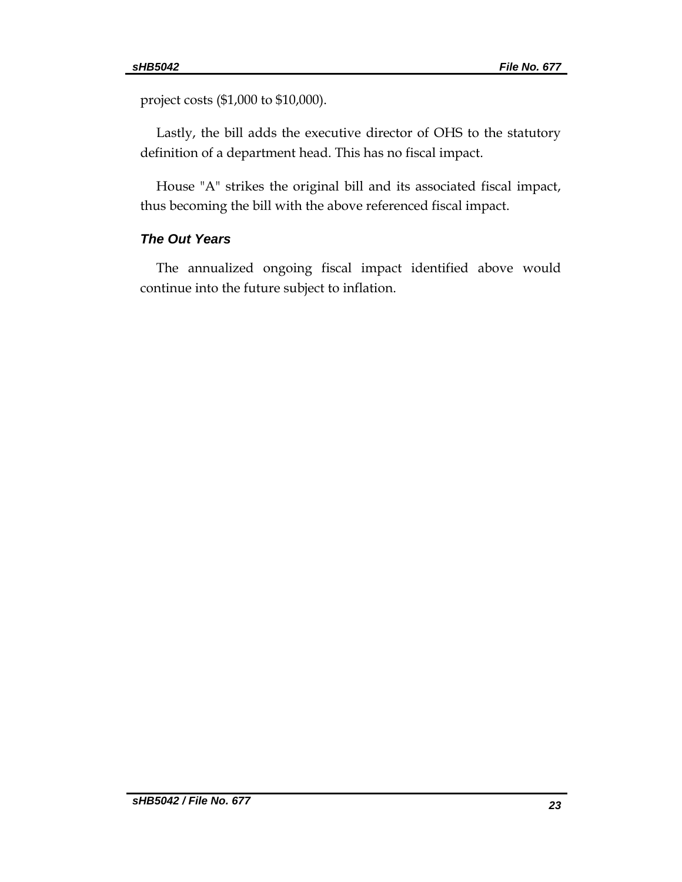project costs ($1,000 to $10,000).

Lastly, the bill adds the executive director of OHS to the statutory definition of a department head. This has no fiscal impact.

House "A" strikes the original bill and its associated fiscal impact, thus becoming the bill with the above referenced fiscal impact.

### *The Out Years*

The annualized ongoing fiscal impact identified above would continue into the future subject to inflation.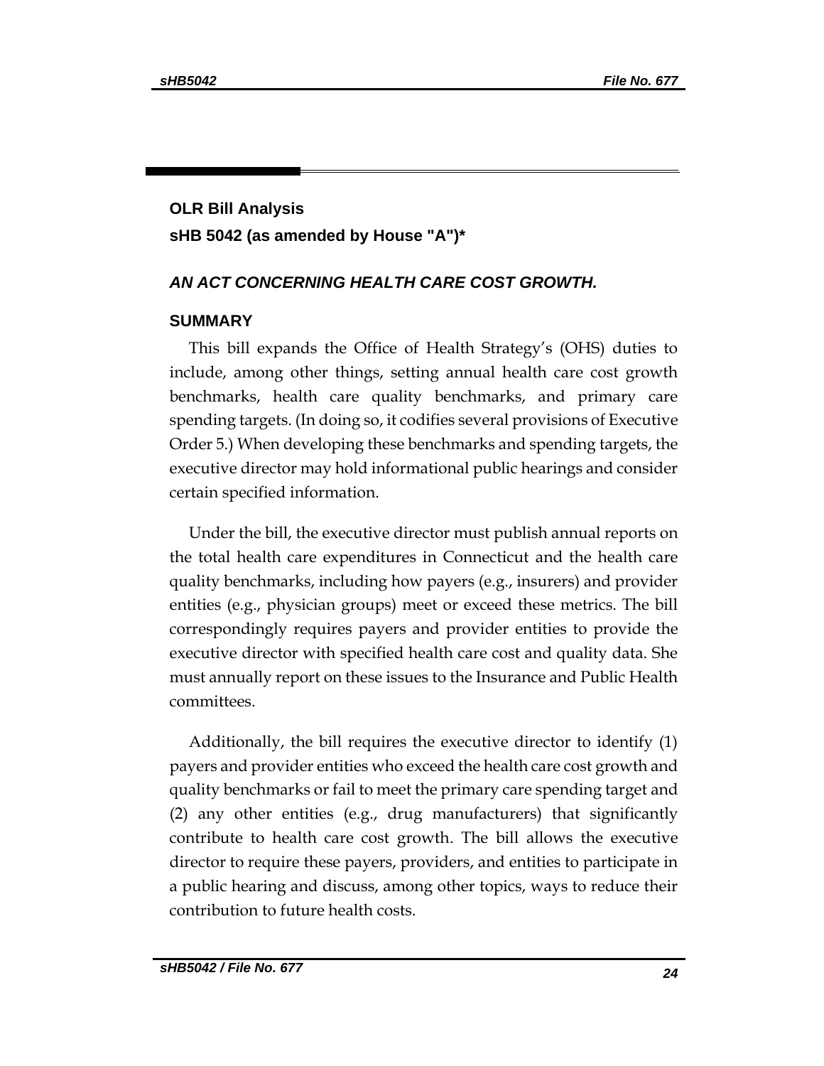**OLR Bill Analysis**

**sHB 5042 (as amended by House "A")***

***AN ACT CONCERNING HEALTH CARE COST GROWTH.***

## SUMMARY

This bill expands the Office of Health Strategy's (OHS) duties to include, among other things, setting annual health care cost growth benchmarks, health care quality benchmarks, and primary care spending targets. (In doing so, it codifies several provisions of Executive Order 5.) When developing these benchmarks and spending targets, the executive director may hold informational public hearings and consider certain specified information.

Under the bill, the executive director must publish annual reports on the total health care expenditures in Connecticut and the health care quality benchmarks, including how payers (e.g., insurers) and provider entities (e.g., physician groups) meet or exceed these metrics. The bill correspondingly requires payers and provider entities to provide the executive director with specified health care cost and quality data. She must annually report on these issues to the Insurance and Public Health committees.

Additionally, the bill requires the executive director to identify (1) payers and provider entities who exceed the health care cost growth and quality benchmarks or fail to meet the primary care spending target and (2) any other entities (e.g., drug manufacturers) that significantly contribute to health care cost growth. The bill allows the executive director to require these payers, providers, and entities to participate in a public hearing and discuss, among other topics, ways to reduce their contribution to future health costs.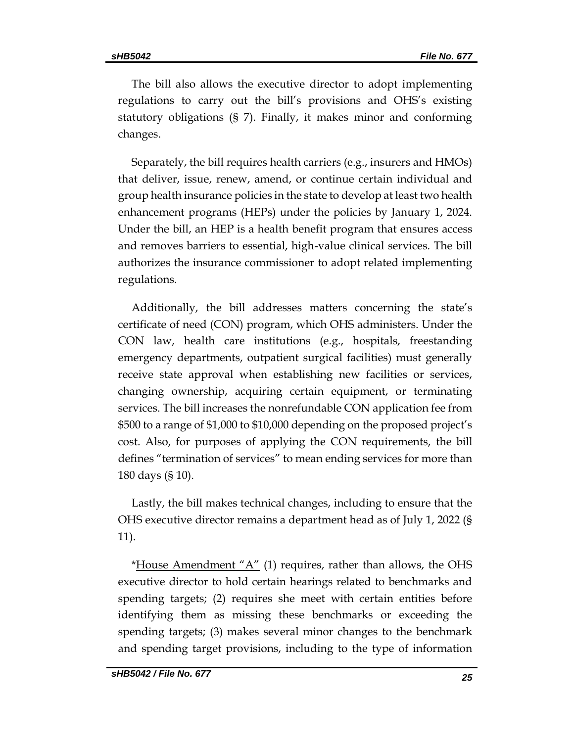The bill also allows the executive director to adopt implementing regulations to carry out the bill's provisions and OHS's existing statutory obligations (§ 7). Finally, it makes minor and conforming changes.

Separately, the bill requires health carriers (e.g., insurers and HMOs) that deliver, issue, renew, amend, or continue certain individual and group health insurance policies in the state to develop at least two health enhancement programs (HEPs) under the policies by January 1, 2024. Under the bill, an HEP is a health benefit program that ensures access and removes barriers to essential, high-value clinical services. The bill authorizes the insurance commissioner to adopt related implementing regulations.

Additionally, the bill addresses matters concerning the state's certificate of need (CON) program, which OHS administers. Under the CON law, health care institutions (e.g., hospitals, freestanding emergency departments, outpatient surgical facilities) must generally receive state approval when establishing new facilities or services, changing ownership, acquiring certain equipment, or terminating services. The bill increases the nonrefundable CON application fee from \$500 to a range of \$1,000 to \$10,000 depending on the proposed project's cost. Also, for purposes of applying the CON requirements, the bill defines "termination of services" to mean ending services for more than 180 days (§ 10).

Lastly, the bill makes technical changes, including to ensure that the OHS executive director remains a department head as of July 1, 2022 (§ 11).

*<u>House Amendment "A"</u> (1) requires, rather than allows, the OHS executive director to hold certain hearings related to benchmarks and spending targets; (2) requires she meet with certain entities before identifying them as missing these benchmarks or exceeding the spending targets; (3) makes several minor changes to the benchmark and spending target provisions, including to the type of information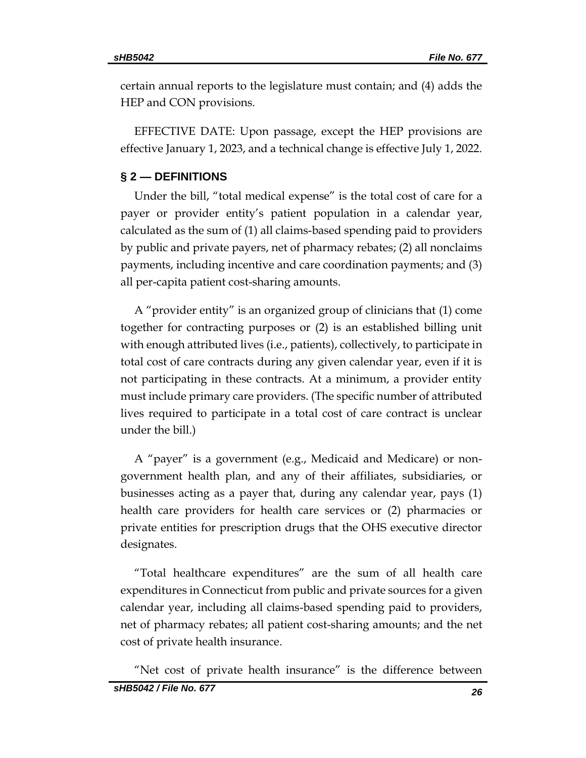certain annual reports to the legislature must contain; and (4) adds the HEP and CON provisions.

EFFECTIVE DATE: Upon passage, except the HEP provisions are effective January 1, 2023, and a technical change is effective July 1, 2022.

## § 2 — DEFINITIONS

Under the bill, "total medical expense" is the total cost of care for a payer or provider entity's patient population in a calendar year, calculated as the sum of (1) all claims-based spending paid to providers by public and private payers, net of pharmacy rebates; (2) all nonclaims payments, including incentive and care coordination payments; and (3) all per-capita patient cost-sharing amounts.

A "provider entity" is an organized group of clinicians that (1) come together for contracting purposes or (2) is an established billing unit with enough attributed lives (i.e., patients), collectively, to participate in total cost of care contracts during any given calendar year, even if it is not participating in these contracts. At a minimum, a provider entity must include primary care providers. (The specific number of attributed lives required to participate in a total cost of care contract is unclear under the bill.)

A "payer" is a government (e.g., Medicaid and Medicare) or non-government health plan, and any of their affiliates, subsidiaries, or businesses acting as a payer that, during any calendar year, pays (1) health care providers for health care services or (2) pharmacies or private entities for prescription drugs that the OHS executive director designates.

"Total healthcare expenditures" are the sum of all health care expenditures in Connecticut from public and private sources for a given calendar year, including all claims-based spending paid to providers, net of pharmacy rebates; all patient cost-sharing amounts; and the net cost of private health insurance.

"Net cost of private health insurance" is the difference between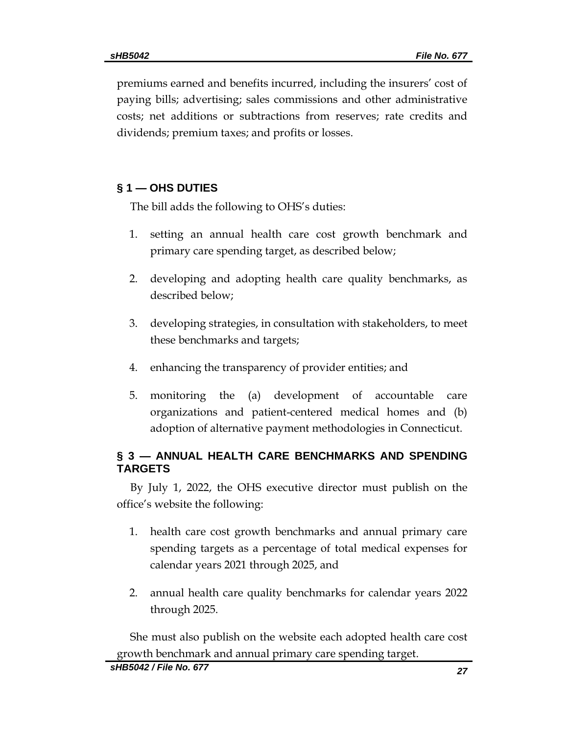premiums earned and benefits incurred, including the insurers' cost of paying bills; advertising; sales commissions and other administrative costs; net additions or subtractions from reserves; rate credits and dividends; premium taxes; and profits or losses.

## § 1 — OHS DUTIES

The bill adds the following to OHS's duties:

1. setting an annual health care cost growth benchmark and primary care spending target, as described below;
2. developing and adopting health care quality benchmarks, as described below;
3. developing strategies, in consultation with stakeholders, to meet these benchmarks and targets;
4. enhancing the transparency of provider entities; and
5. monitoring the (a) development of accountable care organizations and patient-centered medical homes and (b) adoption of alternative payment methodologies in Connecticut.

## § 3 — ANNUAL HEALTH CARE BENCHMARKS AND SPENDING TARGETS

By July 1, 2022, the OHS executive director must publish on the office's website the following:

1. health care cost growth benchmarks and annual primary care spending targets as a percentage of total medical expenses for calendar years 2021 through 2025, and
2. annual health care quality benchmarks for calendar years 2022 through 2025.

She must also publish on the website each adopted health care cost growth benchmark and annual primary care spending target.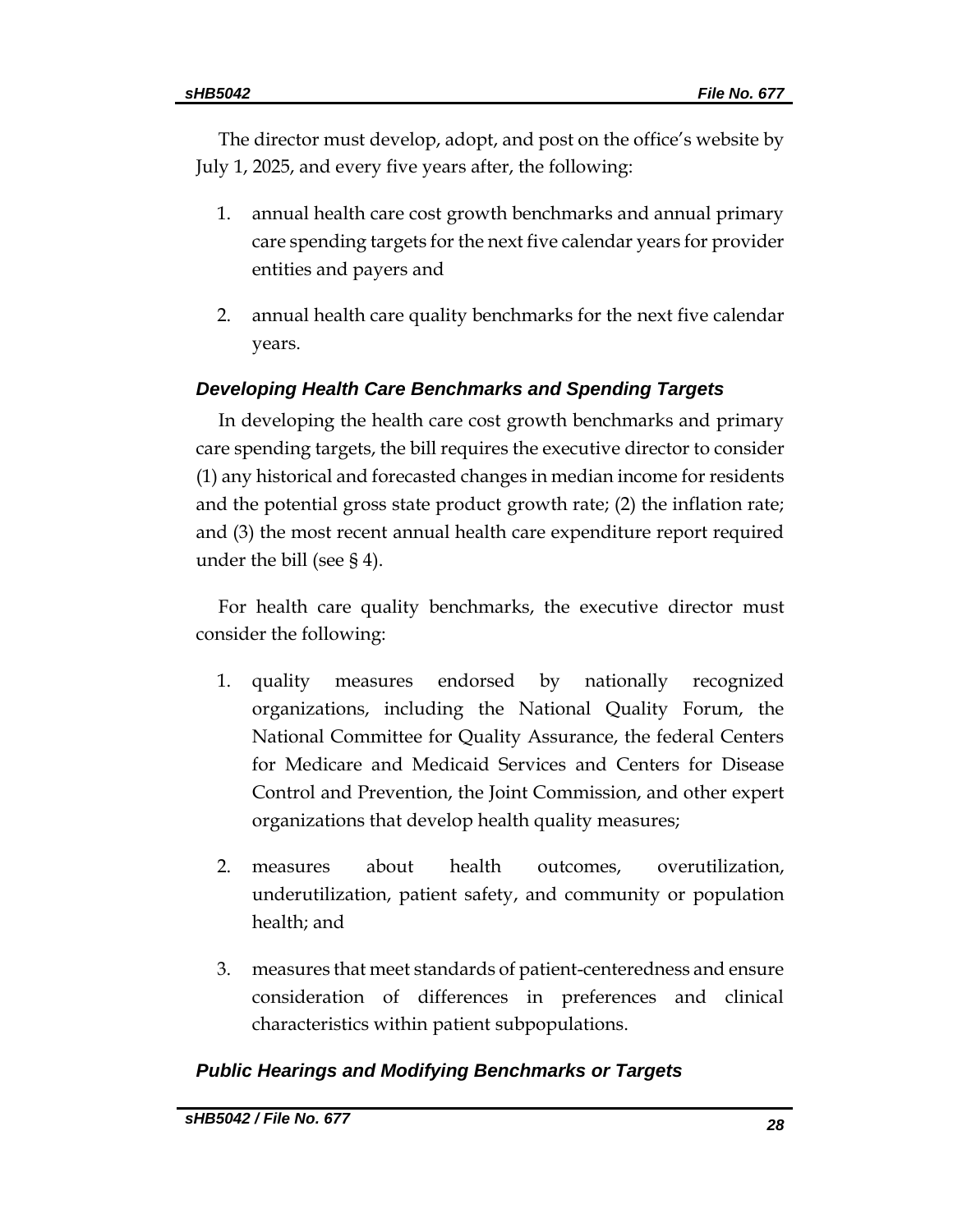The director must develop, adopt, and post on the office's website by July 1, 2025, and every five years after, the following:

1. annual health care cost growth benchmarks and annual primary care spending targets for the next five calendar years for provider entities and payers and
2. annual health care quality benchmarks for the next five calendar years.

### *Developing Health Care Benchmarks and Spending Targets*

In developing the health care cost growth benchmarks and primary care spending targets, the bill requires the executive director to consider (1) any historical and forecasted changes in median income for residents and the potential gross state product growth rate; (2) the inflation rate; and (3) the most recent annual health care expenditure report required under the bill (see § 4).

For health care quality benchmarks, the executive director must consider the following:

1. quality measures endorsed by nationally recognized organizations, including the National Quality Forum, the National Committee for Quality Assurance, the federal Centers for Medicare and Medicaid Services and Centers for Disease Control and Prevention, the Joint Commission, and other expert organizations that develop health quality measures;
2. measures about health outcomes, overutilization, underutilization, patient safety, and community or population health; and
3. measures that meet standards of patient-centeredness and ensure consideration of differences in preferences and clinical characteristics within patient subpopulations.

### *Public Hearings and Modifying Benchmarks or Targets*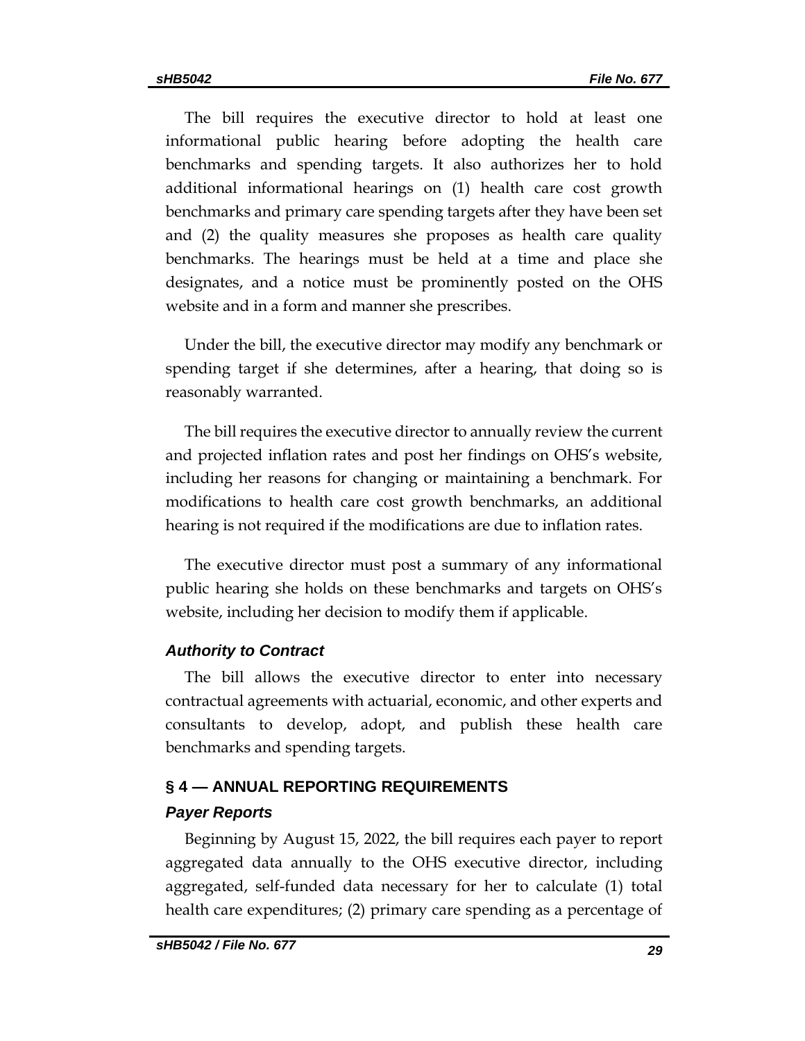The bill requires the executive director to hold at least one informational public hearing before adopting the health care benchmarks and spending targets. It also authorizes her to hold additional informational hearings on (1) health care cost growth benchmarks and primary care spending targets after they have been set and (2) the quality measures she proposes as health care quality benchmarks. The hearings must be held at a time and place she designates, and a notice must be prominently posted on the OHS website and in a form and manner she prescribes.

Under the bill, the executive director may modify any benchmark or spending target if she determines, after a hearing, that doing so is reasonably warranted.

The bill requires the executive director to annually review the current and projected inflation rates and post her findings on OHS's website, including her reasons for changing or maintaining a benchmark. For modifications to health care cost growth benchmarks, an additional hearing is not required if the modifications are due to inflation rates.

The executive director must post a summary of any informational public hearing she holds on these benchmarks and targets on OHS's website, including her decision to modify them if applicable.

### *Authority to Contract*

The bill allows the executive director to enter into necessary contractual agreements with actuarial, economic, and other experts and consultants to develop, adopt, and publish these health care benchmarks and spending targets.

## § 4 — ANNUAL REPORTING REQUIREMENTS

### *Payer Reports*

Beginning by August 15, 2022, the bill requires each payer to report aggregated data annually to the OHS executive director, including aggregated, self-funded data necessary for her to calculate (1) total health care expenditures; (2) primary care spending as a percentage of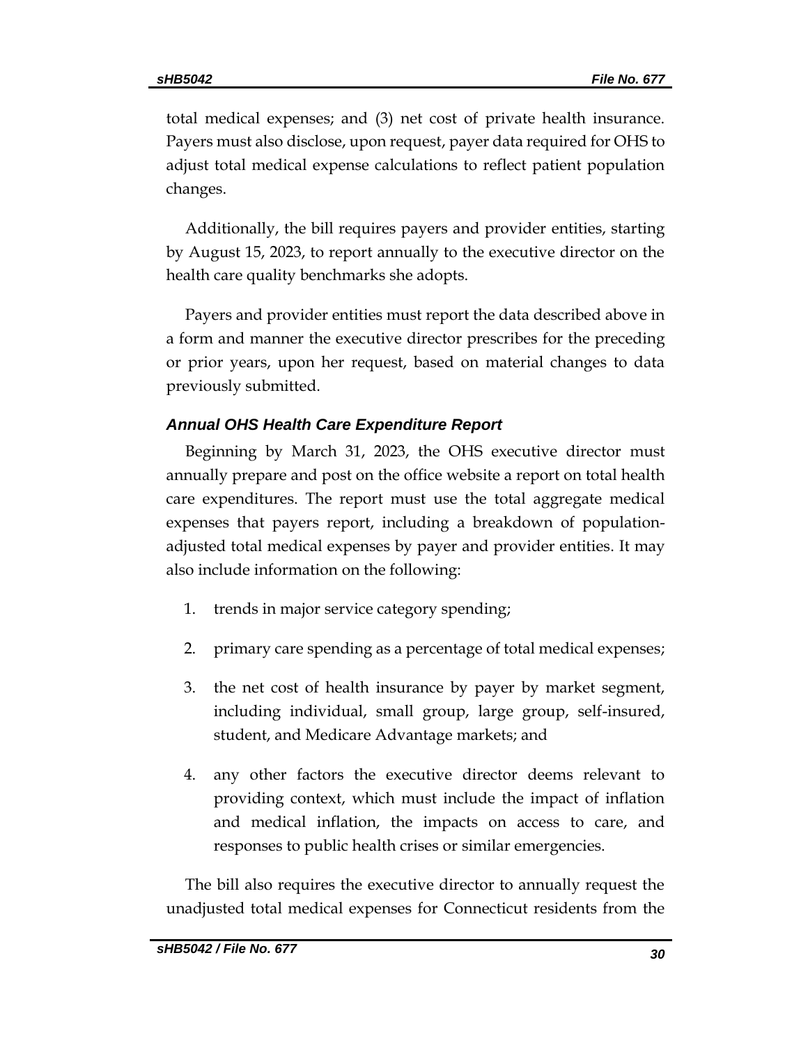total medical expenses; and (3) net cost of private health insurance. Payers must also disclose, upon request, payer data required for OHS to adjust total medical expense calculations to reflect patient population changes.

Additionally, the bill requires payers and provider entities, starting by August 15, 2023, to report annually to the executive director on the health care quality benchmarks she adopts.

Payers and provider entities must report the data described above in a form and manner the executive director prescribes for the preceding or prior years, upon her request, based on material changes to data previously submitted.

### *Annual OHS Health Care Expenditure Report*

Beginning by March 31, 2023, the OHS executive director must annually prepare and post on the office website a report on total health care expenditures. The report must use the total aggregate medical expenses that payers report, including a breakdown of population-adjusted total medical expenses by payer and provider entities. It may also include information on the following:

1. trends in major service category spending;
2. primary care spending as a percentage of total medical expenses;
3. the net cost of health insurance by payer by market segment, including individual, small group, large group, self-insured, student, and Medicare Advantage markets; and
4. any other factors the executive director deems relevant to providing context, which must include the impact of inflation and medical inflation, the impacts on access to care, and responses to public health crises or similar emergencies.

The bill also requires the executive director to annually request the unadjusted total medical expenses for Connecticut residents from the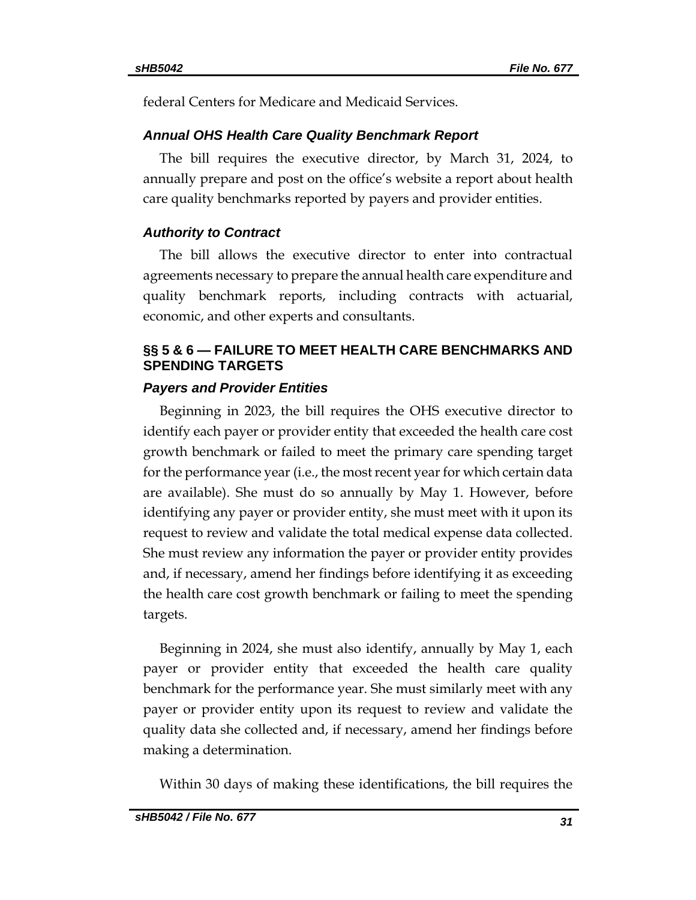federal Centers for Medicare and Medicaid Services.

### *Annual OHS Health Care Quality Benchmark Report*

The bill requires the executive director, by March 31, 2024, to annually prepare and post on the office's website a report about health care quality benchmarks reported by payers and provider entities.

### *Authority to Contract*

The bill allows the executive director to enter into contractual agreements necessary to prepare the annual health care expenditure and quality benchmark reports, including contracts with actuarial, economic, and other experts and consultants.

## §§ 5 & 6 — FAILURE TO MEET HEALTH CARE BENCHMARKS AND SPENDING TARGETS

### *Payers and Provider Entities*

Beginning in 2023, the bill requires the OHS executive director to identify each payer or provider entity that exceeded the health care cost growth benchmark or failed to meet the primary care spending target for the performance year (i.e., the most recent year for which certain data are available). She must do so annually by May 1. However, before identifying any payer or provider entity, she must meet with it upon its request to review and validate the total medical expense data collected. She must review any information the payer or provider entity provides and, if necessary, amend her findings before identifying it as exceeding the health care cost growth benchmark or failing to meet the spending targets.

Beginning in 2024, she must also identify, annually by May 1, each payer or provider entity that exceeded the health care quality benchmark for the performance year. She must similarly meet with any payer or provider entity upon its request to review and validate the quality data she collected and, if necessary, amend her findings before making a determination.

Within 30 days of making these identifications, the bill requires the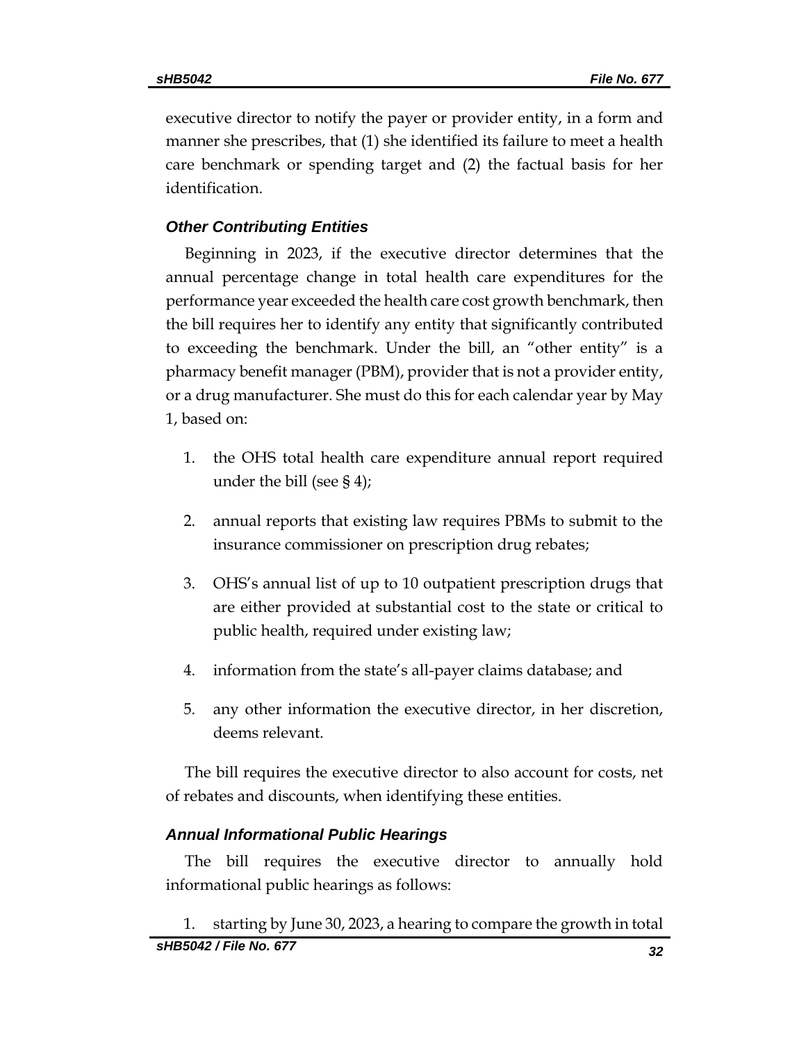executive director to notify the payer or provider entity, in a form and manner she prescribes, that (1) she identified its failure to meet a health care benchmark or spending target and (2) the factual basis for her identification.

### *Other Contributing Entities*

Beginning in 2023, if the executive director determines that the annual percentage change in total health care expenditures for the performance year exceeded the health care cost growth benchmark, then the bill requires her to identify any entity that significantly contributed to exceeding the benchmark. Under the bill, an "other entity" is a pharmacy benefit manager (PBM), provider that is not a provider entity, or a drug manufacturer. She must do this for each calendar year by May 1, based on:

1. the OHS total health care expenditure annual report required under the bill (see § 4);
2. annual reports that existing law requires PBMs to submit to the insurance commissioner on prescription drug rebates;
3. OHS's annual list of up to 10 outpatient prescription drugs that are either provided at substantial cost to the state or critical to public health, required under existing law;
4. information from the state's all-payer claims database; and
5. any other information the executive director, in her discretion, deems relevant.

The bill requires the executive director to also account for costs, net of rebates and discounts, when identifying these entities.

### *Annual Informational Public Hearings*

The bill requires the executive director to annually hold informational public hearings as follows:

1. starting by June 30, 2023, a hearing to compare the growth in total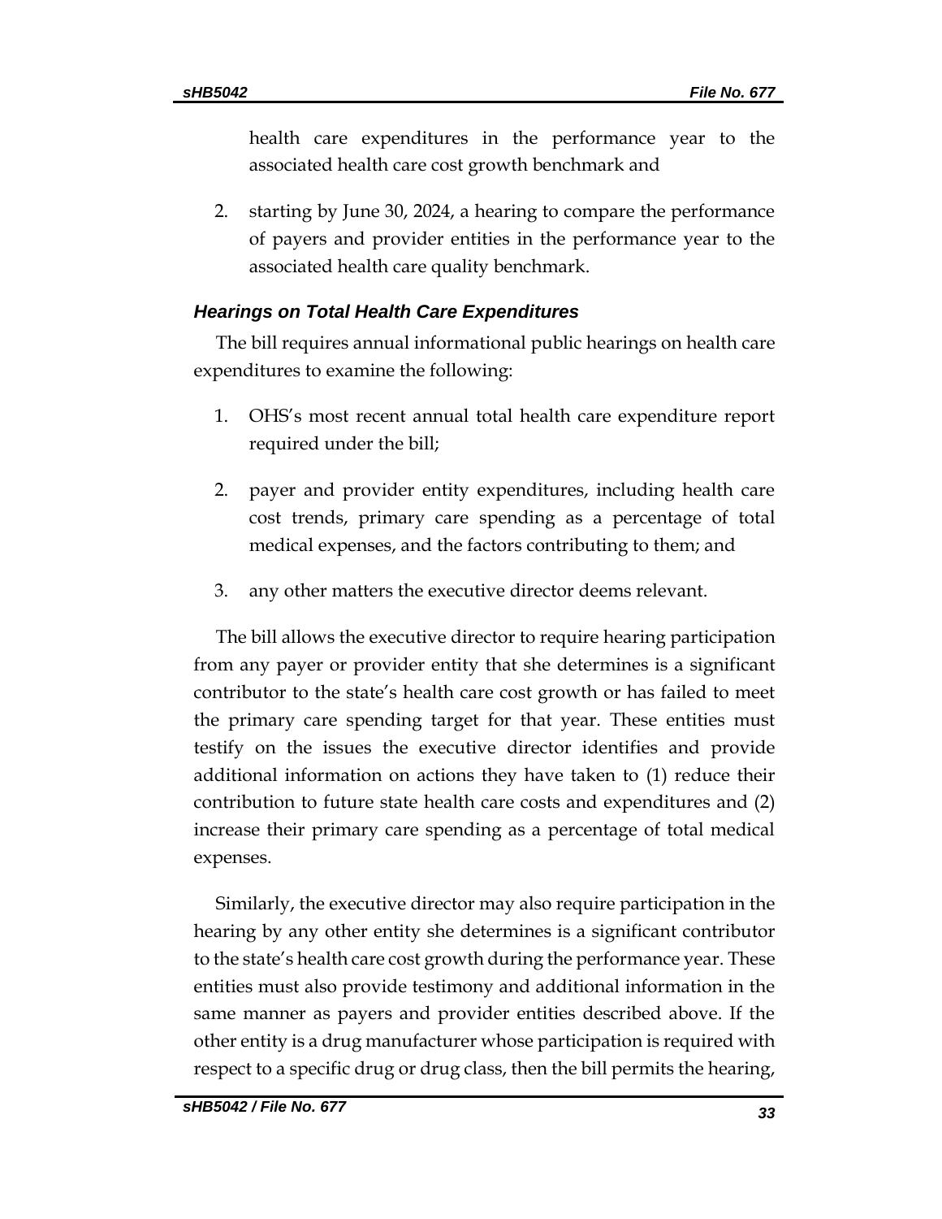health care expenditures in the performance year to the associated health care cost growth benchmark and

2. starting by June 30, 2024, a hearing to compare the performance of payers and provider entities in the performance year to the associated health care quality benchmark.

### *Hearings on Total Health Care Expenditures*

The bill requires annual informational public hearings on health care expenditures to examine the following:

1. OHS's most recent annual total health care expenditure report required under the bill;

2. payer and provider entity expenditures, including health care cost trends, primary care spending as a percentage of total medical expenses, and the factors contributing to them; and

3. any other matters the executive director deems relevant.

The bill allows the executive director to require hearing participation from any payer or provider entity that she determines is a significant contributor to the state's health care cost growth or has failed to meet the primary care spending target for that year. These entities must testify on the issues the executive director identifies and provide additional information on actions they have taken to (1) reduce their contribution to future state health care costs and expenditures and (2) increase their primary care spending as a percentage of total medical expenses.

Similarly, the executive director may also require participation in the hearing by any other entity she determines is a significant contributor to the state's health care cost growth during the performance year. These entities must also provide testimony and additional information in the same manner as payers and provider entities described above. If the other entity is a drug manufacturer whose participation is required with respect to a specific drug or drug class, then the bill permits the hearing,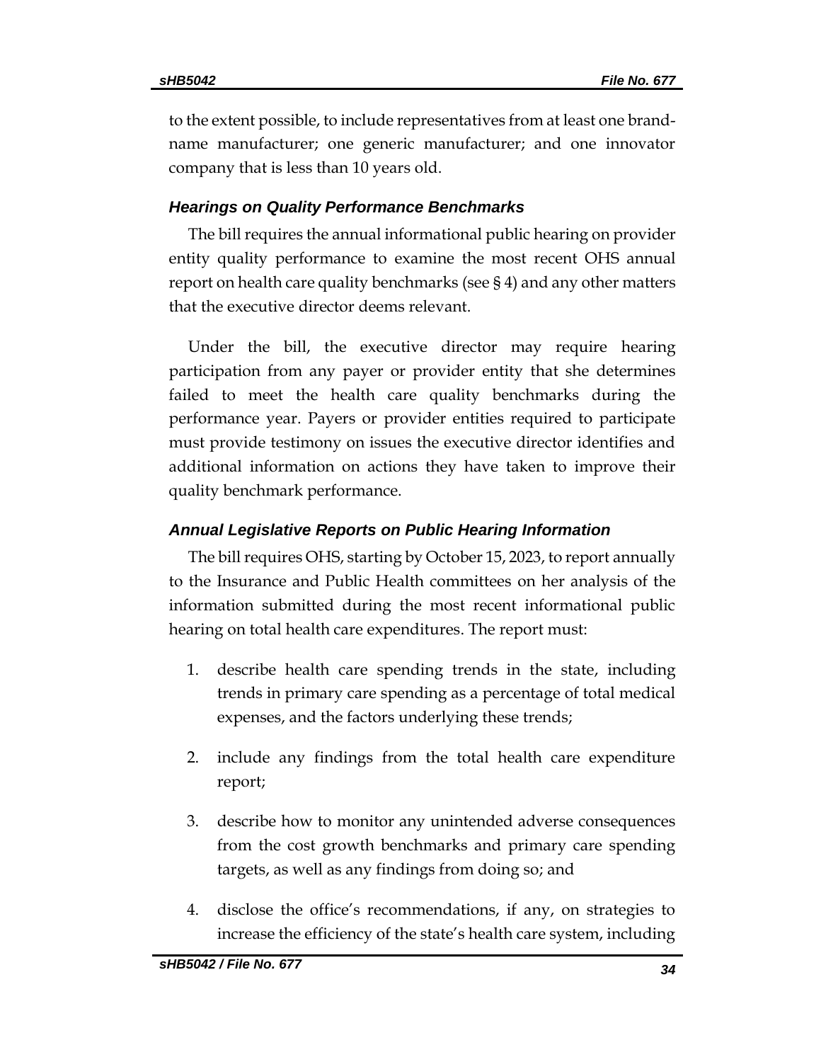to the extent possible, to include representatives from at least one brand-name manufacturer; one generic manufacturer; and one innovator company that is less than 10 years old.

### *Hearings on Quality Performance Benchmarks*

The bill requires the annual informational public hearing on provider entity quality performance to examine the most recent OHS annual report on health care quality benchmarks (see § 4) and any other matters that the executive director deems relevant.

Under the bill, the executive director may require hearing participation from any payer or provider entity that she determines failed to meet the health care quality benchmarks during the performance year. Payers or provider entities required to participate must provide testimony on issues the executive director identifies and additional information on actions they have taken to improve their quality benchmark performance.

### *Annual Legislative Reports on Public Hearing Information*

The bill requires OHS, starting by October 15, 2023, to report annually to the Insurance and Public Health committees on her analysis of the information submitted during the most recent informational public hearing on total health care expenditures. The report must:

1. describe health care spending trends in the state, including trends in primary care spending as a percentage of total medical expenses, and the factors underlying these trends;
2. include any findings from the total health care expenditure report;
3. describe how to monitor any unintended adverse consequences from the cost growth benchmarks and primary care spending targets, as well as any findings from doing so; and
4. disclose the office's recommendations, if any, on strategies to increase the efficiency of the state's health care system, including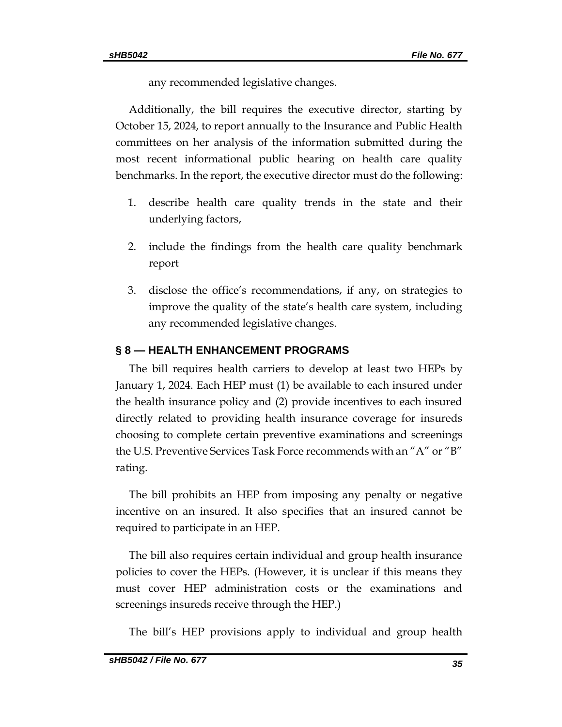any recommended legislative changes.

Additionally, the bill requires the executive director, starting by October 15, 2024, to report annually to the Insurance and Public Health committees on her analysis of the information submitted during the most recent informational public hearing on health care quality benchmarks. In the report, the executive director must do the following:

1. describe health care quality trends in the state and their underlying factors,
2. include the findings from the health care quality benchmark report
3. disclose the office's recommendations, if any, on strategies to improve the quality of the state's health care system, including any recommended legislative changes.

### § 8 — HEALTH ENHANCEMENT PROGRAMS

The bill requires health carriers to develop at least two HEPs by January 1, 2024. Each HEP must (1) be available to each insured under the health insurance policy and (2) provide incentives to each insured directly related to providing health insurance coverage for insureds choosing to complete certain preventive examinations and screenings the U.S. Preventive Services Task Force recommends with an "A" or "B" rating.

The bill prohibits an HEP from imposing any penalty or negative incentive on an insured. It also specifies that an insured cannot be required to participate in an HEP.

The bill also requires certain individual and group health insurance policies to cover the HEPs. (However, it is unclear if this means they must cover HEP administration costs or the examinations and screenings insureds receive through the HEP.)

The bill's HEP provisions apply to individual and group health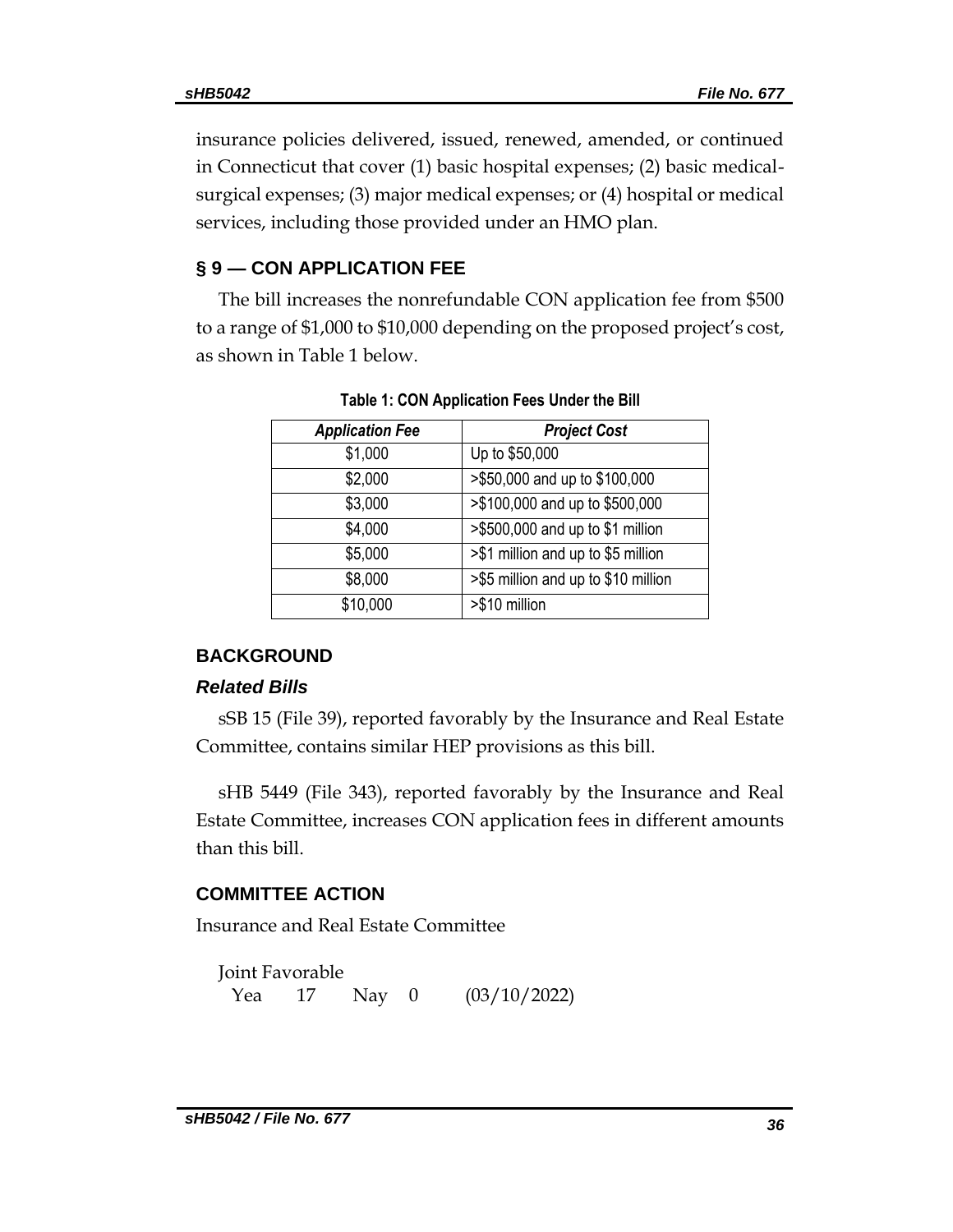insurance policies delivered, issued, renewed, amended, or continued in Connecticut that cover (1) basic hospital expenses; (2) basic medical-surgical expenses; (3) major medical expenses; or (4) hospital or medical services, including those provided under an HMO plan.

## § 9 — CON APPLICATION FEE

The bill increases the nonrefundable CON application fee from $500 to a range of $1,000 to $10,000 depending on the proposed project's cost, as shown in Table 1 below.

**Table 1: CON Application Fees Under the Bill**

| *Application Fee* | *Project Cost* |
|---|---|
| $1,000 | Up to $50,000 |
| $2,000 | >$50,000 and up to $100,000 |
| $3,000 | >$100,000 and up to $500,000 |
| $4,000 | >$500,000 and up to $1 million |
| $5,000 | >$1 million and up to $5 million |
| $8,000 | >$5 million and up to $10 million |
| $10,000 | >$10 million |

## BACKGROUND

### *Related Bills*

sSB 15 (File 39), reported favorably by the Insurance and Real Estate Committee, contains similar HEP provisions as this bill.

sHB 5449 (File 343), reported favorably by the Insurance and Real Estate Committee, increases CON application fees in different amounts than this bill.

## COMMITTEE ACTION

Insurance and Real Estate Committee

Joint Favorable
Yea 17 Nay 0 (03/10/2022)